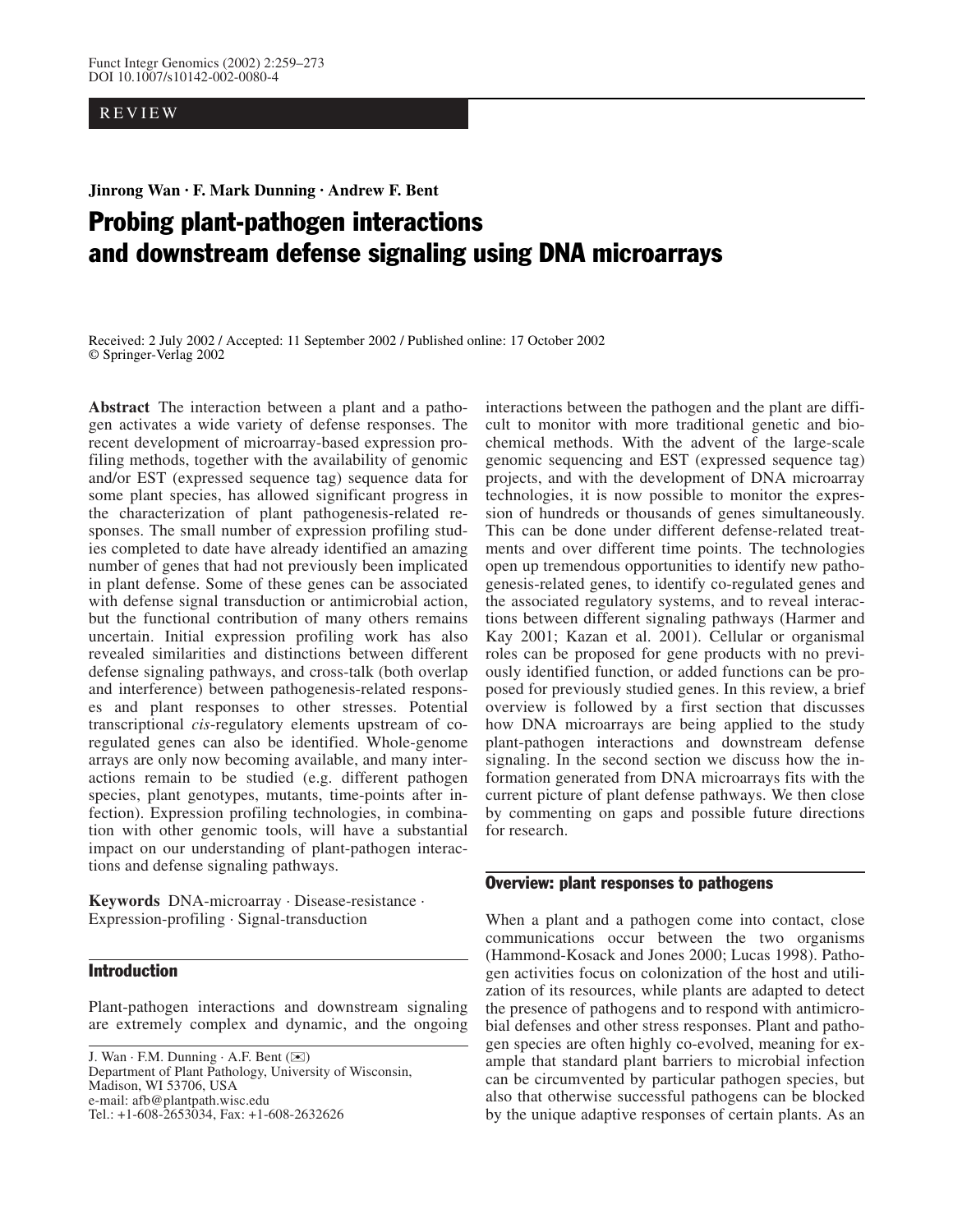REVIEW

**Jinrong Wan · F. Mark Dunning · Andrew F. Bent**

# Probing plant-pathogen interactions and downstream defense signaling using DNA microarrays

Received: 2 July 2002 / Accepted: 11 September 2002 / Published online: 17 October 2002
© Springer-Verlag 2002

**Abstract** The interaction between a plant and a pathogen activates a wide variety of defense responses. The recent development of microarray-based expression profiling methods, together with the availability of genomic and/or EST (expressed sequence tag) sequence data for some plant species, has allowed significant progress in the characterization of plant pathogenesis-related responses. The small number of expression profiling studies completed to date have already identified an amazing number of genes that had not previously been implicated in plant defense. Some of these genes can be associated with defense signal transduction or antimicrobial action, but the functional contribution of many others remains uncertain. Initial expression profiling work has also revealed similarities and distinctions between different defense signaling pathways, and cross-talk (both overlap and interference) between pathogenesis-related responses and plant responses to other stresses. Potential transcriptional *cis*-regulatory elements upstream of co-regulated genes can also be identified. Whole-genome arrays are only now becoming available, and many interactions remain to be studied (e.g. different pathogen species, plant genotypes, mutants, time-points after infection). Expression profiling technologies, in combination with other genomic tools, will have a substantial impact on our understanding of plant-pathogen interactions and defense signaling pathways.

**Keywords** DNA-microarray · Disease-resistance · Expression-profiling · Signal-transduction

## Introduction

Plant-pathogen interactions and downstream signaling are extremely complex and dynamic, and the ongoing interactions between the pathogen and the plant are difficult to monitor with more traditional genetic and biochemical methods. With the advent of the large-scale genomic sequencing and EST (expressed sequence tag) projects, and with the development of DNA microarray technologies, it is now possible to monitor the expression of hundreds or thousands of genes simultaneously. This can be done under different defense-related treatments and over different time points. The technologies open up tremendous opportunities to identify new pathogenesis-related genes, to identify co-regulated genes and the associated regulatory systems, and to reveal interactions between different signaling pathways (Harmer and Kay 2001; Kazan et al. 2001). Cellular or organismal roles can be proposed for gene products with no previously identified function, or added functions can be proposed for previously studied genes. In this review, a brief overview is followed by a first section that discusses how DNA microarrays are being applied to the study plant-pathogen interactions and downstream defense signaling. In the second section we discuss how the information generated from DNA microarrays fits with the current picture of plant defense pathways. We then close by commenting on gaps and possible future directions for research.

J. Wan · F.M. Dunning · A.F. Bent (✉)
Department of Plant Pathology, University of Wisconsin, Madison, WI 53706, USA
e-mail: afb@plantpath.wisc.edu
Tel.: +1-608-2653034, Fax: +1-608-2632626

## Overview: plant responses to pathogens

When a plant and a pathogen come into contact, close communications occur between the two organisms (Hammond-Kosack and Jones 2000; Lucas 1998). Pathogen activities focus on colonization of the host and utilization of its resources, while plants are adapted to detect the presence of pathogens and to respond with antimicrobial defenses and other stress responses. Plant and pathogen species are often highly co-evolved, meaning for example that standard plant barriers to microbial infection can be circumvented by particular pathogen species, but also that otherwise successful pathogens can be blocked by the unique adaptive responses of certain plants. As an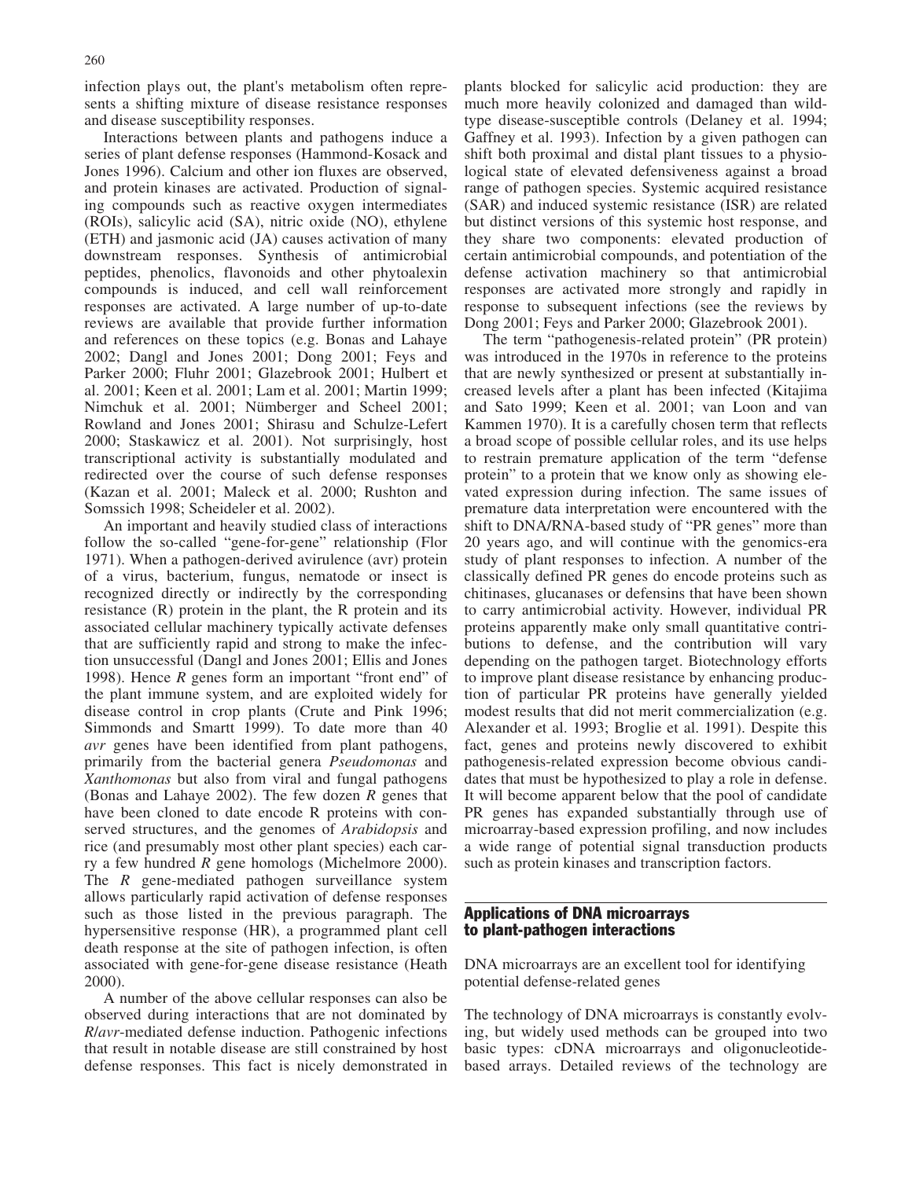infection plays out, the plant's metabolism often represents a shifting mixture of disease resistance responses and disease susceptibility responses.

Interactions between plants and pathogens induce a series of plant defense responses (Hammond-Kosack and Jones 1996). Calcium and other ion fluxes are observed, and protein kinases are activated. Production of signaling compounds such as reactive oxygen intermediates (ROIs), salicylic acid (SA), nitric oxide (NO), ethylene (ETH) and jasmonic acid (JA) causes activation of many downstream responses. Synthesis of antimicrobial peptides, phenolics, flavonoids and other phytoalexin compounds is induced, and cell wall reinforcement responses are activated. A large number of up-to-date reviews are available that provide further information and references on these topics (e.g. Bonas and Lahaye 2002; Dangl and Jones 2001; Dong 2001; Feys and Parker 2000; Fluhr 2001; Glazebrook 2001; Hulbert et al. 2001; Keen et al. 2001; Lam et al. 2001; Martin 1999; Nimchuk et al. 2001; Nümberger and Scheel 2001; Rowland and Jones 2001; Shirasu and Schulze-Lefert 2000; Staskawicz et al. 2001). Not surprisingly, host transcriptional activity is substantially modulated and redirected over the course of such defense responses (Kazan et al. 2001; Maleck et al. 2000; Rushton and Somssich 1998; Scheideler et al. 2002).

An important and heavily studied class of interactions follow the so-called "gene-for-gene" relationship (Flor 1971). When a pathogen-derived avirulence (avr) protein of a virus, bacterium, fungus, nematode or insect is recognized directly or indirectly by the corresponding resistance (R) protein in the plant, the R protein and its associated cellular machinery typically activate defenses that are sufficiently rapid and strong to make the infection unsuccessful (Dangl and Jones 2001; Ellis and Jones 1998). Hence *R* genes form an important "front end" of the plant immune system, and are exploited widely for disease control in crop plants (Crute and Pink 1996; Simmonds and Smartt 1999). To date more than 40 *avr* genes have been identified from plant pathogens, primarily from the bacterial genera *Pseudomonas* and *Xanthomonas* but also from viral and fungal pathogens (Bonas and Lahaye 2002). The few dozen *R* genes that have been cloned to date encode R proteins with conserved structures, and the genomes of *Arabidopsis* and rice (and presumably most other plant species) each carry a few hundred *R* gene homologs (Michelmore 2000). The *R* gene-mediated pathogen surveillance system allows particularly rapid activation of defense responses such as those listed in the previous paragraph. The hypersensitive response (HR), a programmed plant cell death response at the site of pathogen infection, is often associated with gene-for-gene disease resistance (Heath 2000).

A number of the above cellular responses can also be observed during interactions that are not dominated by *R*/*avr*-mediated defense induction. Pathogenic infections that result in notable disease are still constrained by host defense responses. This fact is nicely demonstrated in plants blocked for salicylic acid production: they are much more heavily colonized and damaged than wild-type disease-susceptible controls (Delaney et al. 1994; Gaffney et al. 1993). Infection by a given pathogen can shift both proximal and distal plant tissues to a physiological state of elevated defensiveness against a broad range of pathogen species. Systemic acquired resistance (SAR) and induced systemic resistance (ISR) are related but distinct versions of this systemic host response, and they share two components: elevated production of certain antimicrobial compounds, and potentiation of the defense activation machinery so that antimicrobial responses are activated more strongly and rapidly in response to subsequent infections (see the reviews by Dong 2001; Feys and Parker 2000; Glazebrook 2001).

The term "pathogenesis-related protein" (PR protein) was introduced in the 1970s in reference to the proteins that are newly synthesized or present at substantially increased levels after a plant has been infected (Kitajima and Sato 1999; Keen et al. 2001; van Loon and van Kammen 1970). It is a carefully chosen term that reflects a broad scope of possible cellular roles, and its use helps to restrain premature application of the term "defense protein" to a protein that we know only as showing elevated expression during infection. The same issues of premature data interpretation were encountered with the shift to DNA/RNA-based study of "PR genes" more than 20 years ago, and will continue with the genomics-era study of plant responses to infection. A number of the classically defined PR genes do encode proteins such as chitinases, glucanases or defensins that have been shown to carry antimicrobial activity. However, individual PR proteins apparently make only small quantitative contributions to defense, and the contribution will vary depending on the pathogen target. Biotechnology efforts to improve plant disease resistance by enhancing production of particular PR proteins have generally yielded modest results that did not merit commercialization (e.g. Alexander et al. 1993; Broglie et al. 1991). Despite this fact, genes and proteins newly discovered to exhibit pathogenesis-related expression become obvious candidates that must be hypothesized to play a role in defense. It will become apparent below that the pool of candidate PR genes has expanded substantially through use of microarray-based expression profiling, and now includes a wide range of potential signal transduction products such as protein kinases and transcription factors.

## Applications of DNA microarrays to plant-pathogen interactions

### DNA microarrays are an excellent tool for identifying potential defense-related genes

The technology of DNA microarrays is constantly evolving, but widely used methods can be grouped into two basic types: cDNA microarrays and oligonucleotide-based arrays. Detailed reviews of the technology are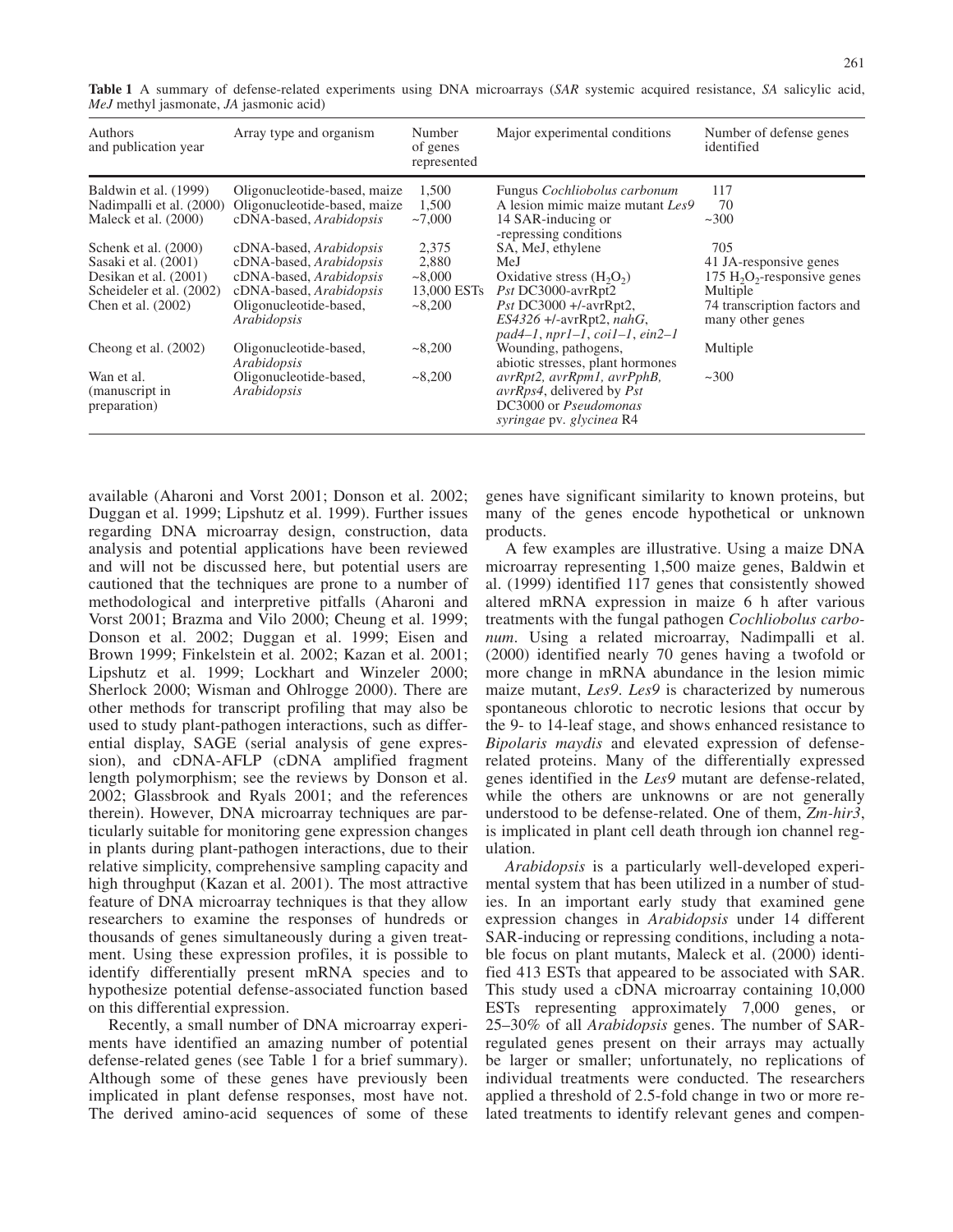**Table 1** A summary of defense-related experiments using DNA microarrays (*SAR* systemic acquired resistance, *SA* salicylic acid, *MeJ* methyl jasmonate, *JA* jasmonic acid)

| Authors and publication year | Array type and organism | Number of genes represented | Major experimental conditions | Number of defense genes identified |
|---|---|---|---|---|
| Baldwin et al. (1999) | Oligonucleotide-based, maize | 1,500 | Fungus *Cochliobolus carbonum* | 117 |
| Nadimpalli et al. (2000) | Oligonucleotide-based, maize | 1,500 | A lesion mimic maize mutant *Les9* | 70 |
| Maleck et al. (2000) | cDNA-based, *Arabidopsis* | ~7,000 | 14 SAR-inducing or -repressing conditions | ~300 |
| Schenk et al. (2000) | cDNA-based, *Arabidopsis* | 2,375 | SA, MeJ, ethylene | 705 |
| Sasaki et al. (2001) | cDNA-based, *Arabidopsis* | 2,880 | MeJ | 41 JA-responsive genes |
| Desikan et al. (2001) | cDNA-based, *Arabidopsis* | ~8,000 | Oxidative stress ($H_2O_2$) | 175 $H_2O_2$-responsive genes |
| Scheideler et al. (2002) | cDNA-based, *Arabidopsis* | 13,000 ESTs | *Pst* DC3000-avrRpt2 | Multiple |
| Chen et al. (2002) | Oligonucleotide-based, *Arabidopsis* | ~8,200 | *Pst* DC3000 +/-avrRpt2, *ES4326* +/-avrRpt2, *nahG*, *pad4–1*, *npr1–1*, *coi1–1*, *ein2–1* | 74 transcription factors and many other genes |
| Cheong et al. (2002) | Oligonucleotide-based, *Arabidopsis* | ~8,200 | Wounding, pathogens, abiotic stresses, plant hormones | Multiple |
| Wan et al. (manuscript in preparation) | Oligonucleotide-based, *Arabidopsis* | ~8,200 | *avrRpt2, avrRpm1, avrPphB, avrRps4*, delivered by *Pst* DC3000 or *Pseudomonas syringae* pv. *glycinea* R4 | ~300 |

available (Aharoni and Vorst 2001; Donson et al. 2002; Duggan et al. 1999; Lipshutz et al. 1999). Further issues regarding DNA microarray design, construction, data analysis and potential applications have been reviewed and will not be discussed here, but potential users are cautioned that the techniques are prone to a number of methodological and interpretive pitfalls (Aharoni and Vorst 2001; Brazma and Vilo 2000; Cheung et al. 1999; Donson et al. 2002; Duggan et al. 1999; Eisen and Brown 1999; Finkelstein et al. 2002; Kazan et al. 2001; Lipshutz et al. 1999; Lockhart and Winzeler 2000; Sherlock 2000; Wisman and Ohlrogge 2000). There are other methods for transcript profiling that may also be used to study plant-pathogen interactions, such as differential display, SAGE (serial analysis of gene expression), and cDNA-AFLP (cDNA amplified fragment length polymorphism; see the reviews by Donson et al. 2002; Glassbrook and Ryals 2001; and the references therein). However, DNA microarray techniques are particularly suitable for monitoring gene expression changes in plants during plant-pathogen interactions, due to their relative simplicity, comprehensive sampling capacity and high throughput (Kazan et al. 2001). The most attractive feature of DNA microarray techniques is that they allow researchers to examine the responses of hundreds or thousands of genes simultaneously during a given treatment. Using these expression profiles, it is possible to identify differentially present mRNA species and to hypothesize potential defense-associated function based on this differential expression.

Recently, a small number of DNA microarray experiments have identified an amazing number of potential defense-related genes (see Table 1 for a brief summary). Although some of these genes have previously been implicated in plant defense responses, most have not. The derived amino-acid sequences of some of these genes have significant similarity to known proteins, but many of the genes encode hypothetical or unknown products.

A few examples are illustrative. Using a maize DNA microarray representing 1,500 maize genes, Baldwin et al. (1999) identified 117 genes that consistently showed altered mRNA expression in maize 6 h after various treatments with the fungal pathogen *Cochliobolus carbonum*. Using a related microarray, Nadimpalli et al. (2000) identified nearly 70 genes having a twofold or more change in mRNA abundance in the lesion mimic maize mutant, *Les9*. *Les9* is characterized by numerous spontaneous chlorotic to necrotic lesions that occur by the 9- to 14-leaf stage, and shows enhanced resistance to *Bipolaris maydis* and elevated expression of defense-related proteins. Many of the differentially expressed genes identified in the *Les9* mutant are defense-related, while the others are unknowns or are not generally understood to be defense-related. One of them, *Zm-hir3*, is implicated in plant cell death through ion channel regulation.

*Arabidopsis* is a particularly well-developed experimental system that has been utilized in a number of studies. In an important early study that examined gene expression changes in *Arabidopsis* under 14 different SAR-inducing or repressing conditions, including a notable focus on plant mutants, Maleck et al. (2000) identified 413 ESTs that appeared to be associated with SAR. This study used a cDNA microarray containing 10,000 ESTs representing approximately 7,000 genes, or 25–30% of all *Arabidopsis* genes. The number of SAR-regulated genes present on their arrays may actually be larger or smaller; unfortunately, no replications of individual treatments were conducted. The researchers applied a threshold of 2.5-fold change in two or more related treatments to identify relevant genes and compen-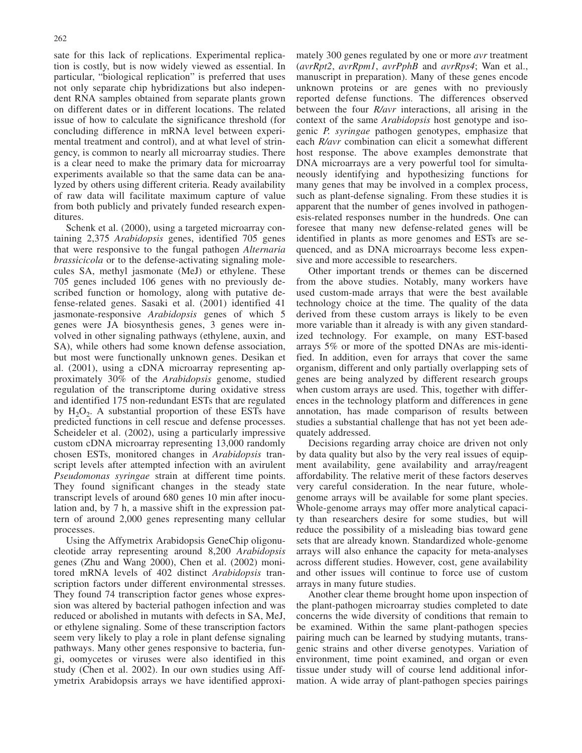sate for this lack of replications. Experimental replication is costly, but is now widely viewed as essential. In particular, "biological replication" is preferred that uses not only separate chip hybridizations but also independent RNA samples obtained from separate plants grown on different dates or in different locations. The related issue of how to calculate the significance threshold (for concluding difference in mRNA level between experimental treatment and control), and at what level of stringency, is common to nearly all microarray studies. There is a clear need to make the primary data for microarray experiments available so that the same data can be analyzed by others using different criteria. Ready availability of raw data will facilitate maximum capture of value from both publicly and privately funded research expenditures.

Schenk et al. (2000), using a targeted microarray containing 2,375 *Arabidopsis* genes, identified 705 genes that were responsive to the fungal pathogen *Alternaria brassicicola* or to the defense-activating signaling molecules SA, methyl jasmonate (MeJ) or ethylene. These 705 genes included 106 genes with no previously described function or homology, along with putative defense-related genes. Sasaki et al. (2001) identified 41 jasmonate-responsive *Arabidopsis* genes of which 5 genes were JA biosynthesis genes, 3 genes were involved in other signaling pathways (ethylene, auxin, and SA), while others had some known defense association, but most were functionally unknown genes. Desikan et al. (2001), using a cDNA microarray representing approximately 30% of the *Arabidopsis* genome, studied regulation of the transcriptome during oxidative stress and identified 175 non-redundant ESTs that are regulated by $H_2O_2$. A substantial proportion of these ESTs have predicted functions in cell rescue and defense processes. Scheideler et al. (2002), using a particularly impressive custom cDNA microarray representing 13,000 randomly chosen ESTs, monitored changes in *Arabidopsis* transcript levels after attempted infection with an avirulent *Pseudomonas syringae* strain at different time points. They found significant changes in the steady state transcript levels of around 680 genes 10 min after inoculation and, by 7 h, a massive shift in the expression pattern of around 2,000 genes representing many cellular processes.

Using the Affymetrix Arabidopsis GeneChip oligonucleotide array representing around 8,200 *Arabidopsis* genes (Zhu and Wang 2000), Chen et al. (2002) monitored mRNA levels of 402 distinct *Arabidopsis* transcription factors under different environmental stresses. They found 74 transcription factor genes whose expression was altered by bacterial pathogen infection and was reduced or abolished in mutants with defects in SA, MeJ, or ethylene signaling. Some of these transcription factors seem very likely to play a role in plant defense signaling pathways. Many other genes responsive to bacteria, fungi, oomycetes or viruses were also identified in this study (Chen et al. 2002). In our own studies using Affymetrix Arabidopsis arrays we have identified approximately 300 genes regulated by one or more *avr* treatment (*avrRpt2*, *avrRpm1*, *avrPphB* and *avrRps4*; Wan et al., manuscript in preparation). Many of these genes encode unknown proteins or are genes with no previously reported defense functions. The differences observed between the four *R/avr* interactions, all arising in the context of the same *Arabidopsis* host genotype and isogenic *P. syringae* pathogen genotypes, emphasize that each *R/avr* combination can elicit a somewhat different host response. The above examples demonstrate that DNA microarrays are a very powerful tool for simultaneously identifying and hypothesizing functions for many genes that may be involved in a complex process, such as plant-defense signaling. From these studies it is apparent that the number of genes involved in pathogenesis-related responses number in the hundreds. One can foresee that many new defense-related genes will be identified in plants as more genomes and ESTs are sequenced, and as DNA microarrays become less expensive and more accessible to researchers.

Other important trends or themes can be discerned from the above studies. Notably, many workers have used custom-made arrays that were the best available technology choice at the time. The quality of the data derived from these custom arrays is likely to be even more variable than it already is with any given standardized technology. For example, on many EST-based arrays 5% or more of the spotted DNAs are mis-identified. In addition, even for arrays that cover the same organism, different and only partially overlapping sets of genes are being analyzed by different research groups when custom arrays are used. This, together with differences in the technology platform and differences in gene annotation, has made comparison of results between studies a substantial challenge that has not yet been adequately addressed.

Decisions regarding array choice are driven not only by data quality but also by the very real issues of equipment availability, gene availability and array/reagent affordability. The relative merit of these factors deserves very careful consideration. In the near future, whole-genome arrays will be available for some plant species. Whole-genome arrays may offer more analytical capacity than researchers desire for some studies, but will reduce the possibility of a misleading bias toward gene sets that are already known. Standardized whole-genome arrays will also enhance the capacity for meta-analyses across different studies. However, cost, gene availability and other issues will continue to force use of custom arrays in many future studies.

Another clear theme brought home upon inspection of the plant-pathogen microarray studies completed to date concerns the wide diversity of conditions that remain to be examined. Within the same plant-pathogen species pairing much can be learned by studying mutants, transgenic strains and other diverse genotypes. Variation of environment, time point examined, and organ or even tissue under study will of course lend additional information. A wide array of plant-pathogen species pairings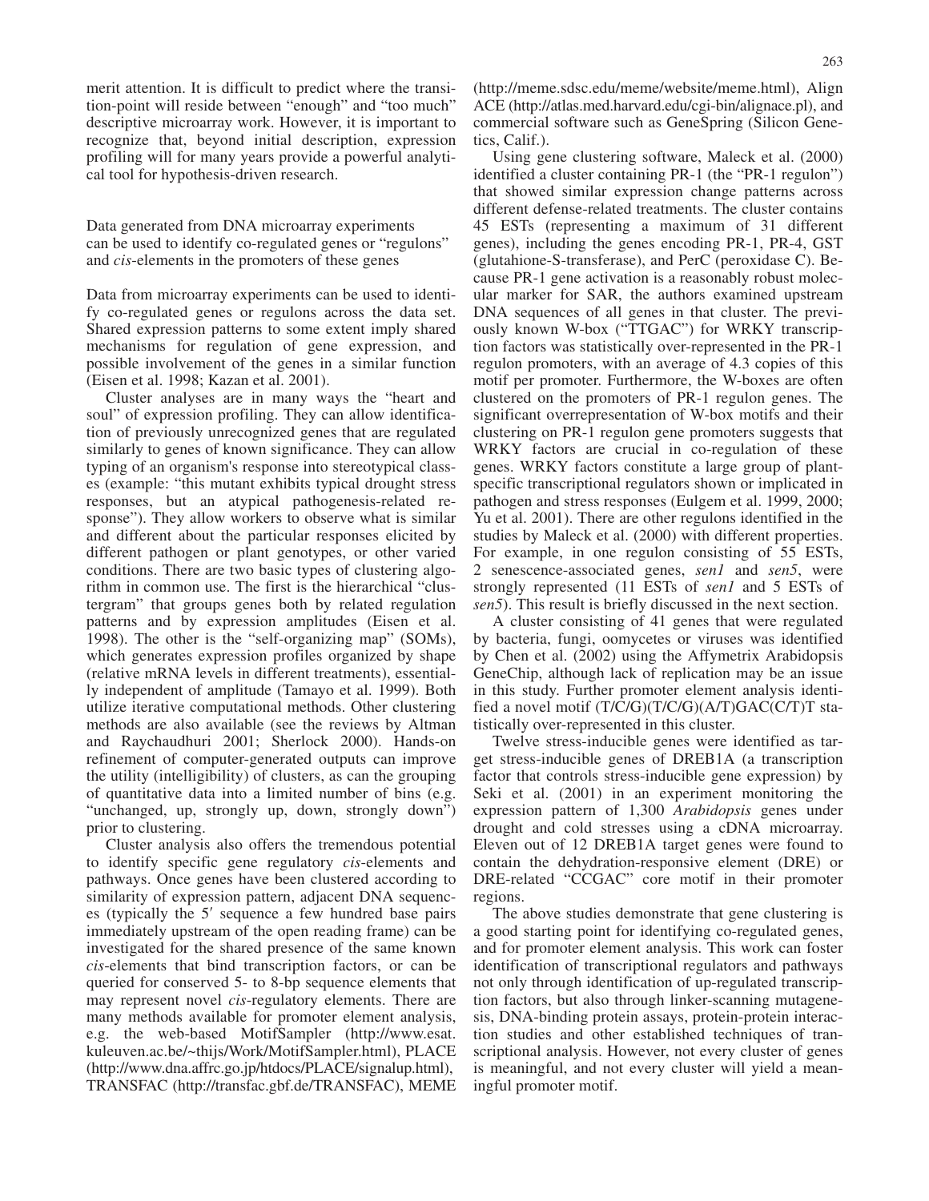merit attention. It is difficult to predict where the transition-point will reside between "enough" and "too much" descriptive microarray work. However, it is important to recognize that, beyond initial description, expression profiling will for many years provide a powerful analytical tool for hypothesis-driven research.

## Data generated from DNA microarray experiments can be used to identify co-regulated genes or "regulons" and *cis*-elements in the promoters of these genes

Data from microarray experiments can be used to identify co-regulated genes or regulons across the data set. Shared expression patterns to some extent imply shared mechanisms for regulation of gene expression, and possible involvement of the genes in a similar function (Eisen et al. 1998; Kazan et al. 2001).

Cluster analyses are in many ways the "heart and soul" of expression profiling. They can allow identification of previously unrecognized genes that are regulated similarly to genes of known significance. They can allow typing of an organism's response into stereotypical classes (example: "this mutant exhibits typical drought stress responses, but an atypical pathogenesis-related response"). They allow workers to observe what is similar and different about the particular responses elicited by different pathogen or plant genotypes, or other varied conditions. There are two basic types of clustering algorithm in common use. The first is the hierarchical "clustergram" that groups genes both by related regulation patterns and by expression amplitudes (Eisen et al. 1998). The other is the "self-organizing map" (SOMs), which generates expression profiles organized by shape (relative mRNA levels in different treatments), essentially independent of amplitude (Tamayo et al. 1999). Both utilize iterative computational methods. Other clustering methods are also available (see the reviews by Altman and Raychaudhuri 2001; Sherlock 2000). Hands-on refinement of computer-generated outputs can improve the utility (intelligibility) of clusters, as can the grouping of quantitative data into a limited number of bins (e.g. "unchanged, up, strongly up, down, strongly down") prior to clustering.

Cluster analysis also offers the tremendous potential to identify specific gene regulatory *cis*-elements and pathways. Once genes have been clustered according to similarity of expression pattern, adjacent DNA sequences (typically the 5′ sequence a few hundred base pairs immediately upstream of the open reading frame) can be investigated for the shared presence of the same known *cis*-elements that bind transcription factors, or can be queried for conserved 5- to 8-bp sequence elements that may represent novel *cis*-regulatory elements. There are many methods available for promoter element analysis, e.g. the web-based MotifSampler (http://www.esat.kuleuven.ac.be/~thijs/Work/MotifSampler.html), PLACE (http://www.dna.affrc.go.jp/htdocs/PLACE/signalup.html), TRANSFAC (http://transfac.gbf.de/TRANSFAC), MEME (http://meme.sdsc.edu/meme/website/meme.html), Align ACE (http://atlas.med.harvard.edu/cgi-bin/alignace.pl), and commercial software such as GeneSpring (Silicon Genetics, Calif.).

Using gene clustering software, Maleck et al. (2000) identified a cluster containing PR-1 (the "PR-1 regulon") that showed similar expression change patterns across different defense-related treatments. The cluster contains 45 ESTs (representing a maximum of 31 different genes), including the genes encoding PR-1, PR-4, GST (glutahione-S-transferase), and PerC (peroxidase C). Because PR-1 gene activation is a reasonably robust molecular marker for SAR, the authors examined upstream DNA sequences of all genes in that cluster. The previously known W-box ("TTGAC") for WRKY transcription factors was statistically over-represented in the PR-1 regulon promoters, with an average of 4.3 copies of this motif per promoter. Furthermore, the W-boxes are often clustered on the promoters of PR-1 regulon genes. The significant overrepresentation of W-box motifs and their clustering on PR-1 regulon gene promoters suggests that WRKY factors are crucial in co-regulation of these genes. WRKY factors constitute a large group of plant-specific transcriptional regulators shown or implicated in pathogen and stress responses (Eulgem et al. 1999, 2000; Yu et al. 2001). There are other regulons identified in the studies by Maleck et al. (2000) with different properties. For example, in one regulon consisting of 55 ESTs, 2 senescence-associated genes, *sen1* and *sen5*, were strongly represented (11 ESTs of *sen1* and 5 ESTs of *sen5*). This result is briefly discussed in the next section.

A cluster consisting of 41 genes that were regulated by bacteria, fungi, oomycetes or viruses was identified by Chen et al. (2002) using the Affymetrix Arabidopsis GeneChip, although lack of replication may be an issue in this study. Further promoter element analysis identified a novel motif (T/C/G)(T/C/G)(A/T)GAC(C/T)T statistically over-represented in this cluster.

Twelve stress-inducible genes were identified as target stress-inducible genes of DREB1A (a transcription factor that controls stress-inducible gene expression) by Seki et al. (2001) in an experiment monitoring the expression pattern of 1,300 *Arabidopsis* genes under drought and cold stresses using a cDNA microarray. Eleven out of 12 DREB1A target genes were found to contain the dehydration-responsive element (DRE) or DRE-related "CCGAC" core motif in their promoter regions.

The above studies demonstrate that gene clustering is a good starting point for identifying co-regulated genes, and for promoter element analysis. This work can foster identification of transcriptional regulators and pathways not only through identification of up-regulated transcription factors, but also through linker-scanning mutagenesis, DNA-binding protein assays, protein-protein interaction studies and other established techniques of transcriptional analysis. However, not every cluster of genes is meaningful, and not every cluster will yield a meaningful promoter motif.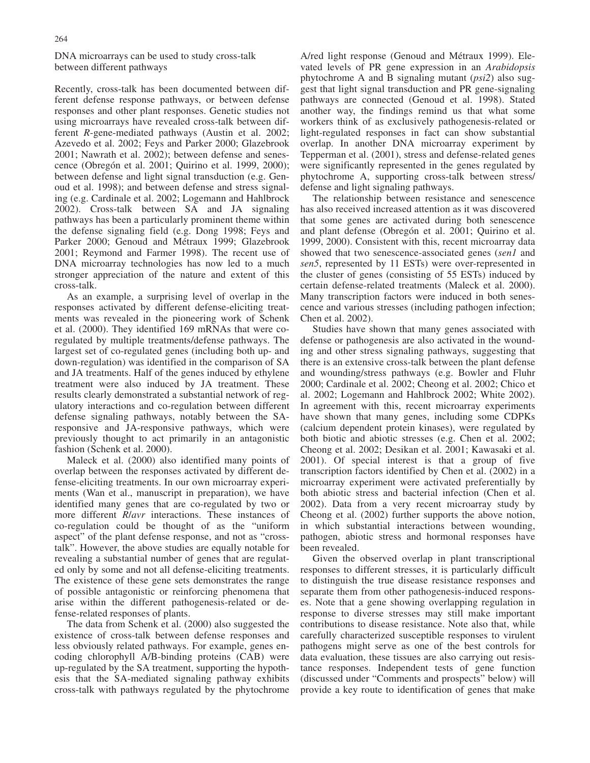## DNA microarrays can be used to study cross-talk between different pathways

Recently, cross-talk has been documented between different defense response pathways, or between defense responses and other plant responses. Genetic studies not using microarrays have revealed cross-talk between different *R*-gene-mediated pathways (Austin et al. 2002; Azevedo et al. 2002; Feys and Parker 2000; Glazebrook 2001; Nawrath et al. 2002); between defense and senescence (Obregón et al. 2001; Quirino et al. 1999, 2000); between defense and light signal transduction (e.g. Genoud et al. 1998); and between defense and stress signaling (e.g. Cardinale et al. 2002; Logemann and Hahlbrock 2002). Cross-talk between SA and JA signaling pathways has been a particularly prominent theme within the defense signaling field (e.g. Dong 1998; Feys and Parker 2000; Genoud and Métraux 1999; Glazebrook 2001; Reymond and Farmer 1998). The recent use of DNA microarray technologies has now led to a much stronger appreciation of the nature and extent of this cross-talk.

As an example, a surprising level of overlap in the responses activated by different defense-eliciting treatments was revealed in the pioneering work of Schenk et al. (2000). They identified 169 mRNAs that were co-regulated by multiple treatments/defense pathways. The largest set of co-regulated genes (including both up- and down-regulation) was identified in the comparison of SA and JA treatments. Half of the genes induced by ethylene treatment were also induced by JA treatment. These results clearly demonstrated a substantial network of regulatory interactions and co-regulation between different defense signaling pathways, notably between the SA-responsive and JA-responsive pathways, which were previously thought to act primarily in an antagonistic fashion (Schenk et al. 2000).

Maleck et al. (2000) also identified many points of overlap between the responses activated by different defense-eliciting treatments. In our own microarray experiments (Wan et al., manuscript in preparation), we have identified many genes that are co-regulated by two or more different *R*/*avr* interactions. These instances of co-regulation could be thought of as the "uniform aspect" of the plant defense response, and not as "cross-talk". However, the above studies are equally notable for revealing a substantial number of genes that are regulated only by some and not all defense-eliciting treatments. The existence of these gene sets demonstrates the range of possible antagonistic or reinforcing phenomena that arise within the different pathogenesis-related or defense-related responses of plants.

The data from Schenk et al. (2000) also suggested the existence of cross-talk between defense responses and less obviously related pathways. For example, genes encoding chlorophyll A/B-binding proteins (CAB) were up-regulated by the SA treatment, supporting the hypothesis that the SA-mediated signaling pathway exhibits cross-talk with pathways regulated by the phytochrome A/red light response (Genoud and Métraux 1999). Elevated levels of PR gene expression in an *Arabidopsis* phytochrome A and B signaling mutant (*psi2*) also suggest that light signal transduction and PR gene-signaling pathways are connected (Genoud et al. 1998). Stated another way, the findings remind us that what some workers think of as exclusively pathogenesis-related or light-regulated responses in fact can show substantial overlap. In another DNA microarray experiment by Tepperman et al. (2001), stress and defense-related genes were significantly represented in the genes regulated by phytochrome A, supporting cross-talk between stress/defense and light signaling pathways.

The relationship between resistance and senescence has also received increased attention as it was discovered that some genes are activated during both senescence and plant defense (Obregón et al. 2001; Quirino et al. 1999, 2000). Consistent with this, recent microarray data showed that two senescence-associated genes (*sen1* and *sen5*, represented by 11 ESTs) were over-represented in the cluster of genes (consisting of 55 ESTs) induced by certain defense-related treatments (Maleck et al. 2000). Many transcription factors were induced in both senescence and various stresses (including pathogen infection; Chen et al. 2002).

Studies have shown that many genes associated with defense or pathogenesis are also activated in the wounding and other stress signaling pathways, suggesting that there is an extensive cross-talk between the plant defense and wounding/stress pathways (e.g. Bowler and Fluhr 2000; Cardinale et al. 2002; Cheong et al. 2002; Chico et al. 2002; Logemann and Hahlbrock 2002; White 2002). In agreement with this, recent microarray experiments have shown that many genes, including some CDPKs (calcium dependent protein kinases), were regulated by both biotic and abiotic stresses (e.g. Chen et al. 2002; Cheong et al. 2002; Desikan et al. 2001; Kawasaki et al. 2001). Of special interest is that a group of five transcription factors identified by Chen et al. (2002) in a microarray experiment were activated preferentially by both abiotic stress and bacterial infection (Chen et al. 2002). Data from a very recent microarray study by Cheong et al. (2002) further supports the above notion, in which substantial interactions between wounding, pathogen, abiotic stress and hormonal responses have been revealed.

Given the observed overlap in plant transcriptional responses to different stresses, it is particularly difficult to distinguish the true disease resistance responses and separate them from other pathogenesis-induced responses. Note that a gene showing overlapping regulation in response to diverse stresses may still make important contributions to disease resistance. Note also that, while carefully characterized susceptible responses to virulent pathogens might serve as one of the best controls for data evaluation, these tissues are also carrying out resistance responses. Independent tests of gene function (discussed under "Comments and prospects" below) will provide a key route to identification of genes that make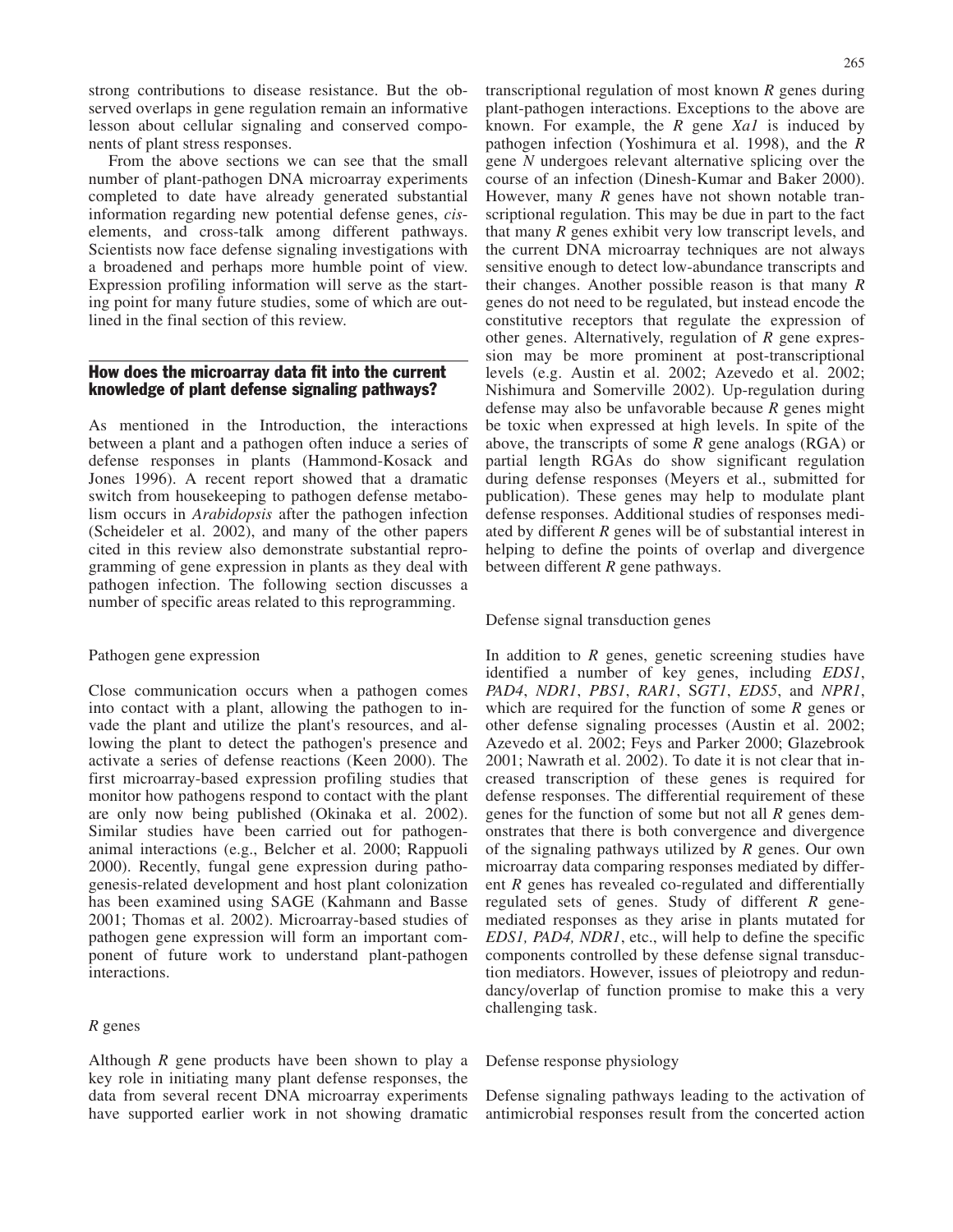strong contributions to disease resistance. But the observed overlaps in gene regulation remain an informative lesson about cellular signaling and conserved components of plant stress responses.

From the above sections we can see that the small number of plant-pathogen DNA microarray experiments completed to date have already generated substantial information regarding new potential defense genes, *cis*-elements, and cross-talk among different pathways. Scientists now face defense signaling investigations with a broadened and perhaps more humble point of view. Expression profiling information will serve as the starting point for many future studies, some of which are outlined in the final section of this review.

## How does the microarray data fit into the current knowledge of plant defense signaling pathways?

As mentioned in the Introduction, the interactions between a plant and a pathogen often induce a series of defense responses in plants (Hammond-Kosack and Jones 1996). A recent report showed that a dramatic switch from housekeeping to pathogen defense metabolism occurs in *Arabidopsis* after the pathogen infection (Scheideler et al. 2002), and many of the other papers cited in this review also demonstrate substantial reprogramming of gene expression in plants as they deal with pathogen infection. The following section discusses a number of specific areas related to this reprogramming.

### Pathogen gene expression

Close communication occurs when a pathogen comes into contact with a plant, allowing the pathogen to invade the plant and utilize the plant's resources, and allowing the plant to detect the pathogen's presence and activate a series of defense reactions (Keen 2000). The first microarray-based expression profiling studies that monitor how pathogens respond to contact with the plant are only now being published (Okinaka et al. 2002). Similar studies have been carried out for pathogen-animal interactions (e.g., Belcher et al. 2000; Rappuoli 2000). Recently, fungal gene expression during pathogenesis-related development and host plant colonization has been examined using SAGE (Kahmann and Basse 2001; Thomas et al. 2002). Microarray-based studies of pathogen gene expression will form an important component of future work to understand plant-pathogen interactions.

### *R* genes

Although *R* gene products have been shown to play a key role in initiating many plant defense responses, the data from several recent DNA microarray experiments have supported earlier work in not showing dramatic transcriptional regulation of most known *R* genes during plant-pathogen interactions. Exceptions to the above are known. For example, the *R* gene *Xa1* is induced by pathogen infection (Yoshimura et al. 1998), and the *R* gene *N* undergoes relevant alternative splicing over the course of an infection (Dinesh-Kumar and Baker 2000). However, many *R* genes have not shown notable transcriptional regulation. This may be due in part to the fact that many *R* genes exhibit very low transcript levels, and the current DNA microarray techniques are not always sensitive enough to detect low-abundance transcripts and their changes. Another possible reason is that many *R* genes do not need to be regulated, but instead encode the constitutive receptors that regulate the expression of other genes. Alternatively, regulation of *R* gene expression may be more prominent at post-transcriptional levels (e.g. Austin et al. 2002; Azevedo et al. 2002; Nishimura and Somerville 2002). Up-regulation during defense may also be unfavorable because *R* genes might be toxic when expressed at high levels. In spite of the above, the transcripts of some *R* gene analogs (RGA) or partial length RGAs do show significant regulation during defense responses (Meyers et al., submitted for publication). These genes may help to modulate plant defense responses. Additional studies of responses mediated by different *R* genes will be of substantial interest in helping to define the points of overlap and divergence between different *R* gene pathways.

### Defense signal transduction genes

In addition to *R* genes, genetic screening studies have identified a number of key genes, including *EDS1*, *PAD4*, *NDR1*, *PBS1*, *RAR1*, *SGT1*, *EDS5*, and *NPR1*, which are required for the function of some *R* genes or other defense signaling processes (Austin et al. 2002; Azevedo et al. 2002; Feys and Parker 2000; Glazebrook 2001; Nawrath et al. 2002). To date it is not clear that increased transcription of these genes is required for defense responses. The differential requirement of these genes for the function of some but not all *R* genes demonstrates that there is both convergence and divergence of the signaling pathways utilized by *R* genes. Our own microarray data comparing responses mediated by different *R* genes has revealed co-regulated and differentially regulated sets of genes. Study of different *R* gene-mediated responses as they arise in plants mutated for *EDS1, PAD4, NDR1*, etc., will help to define the specific components controlled by these defense signal transduction mediators. However, issues of pleiotropy and redundancy/overlap of function promise to make this a very challenging task.

### Defense response physiology

Defense signaling pathways leading to the activation of antimicrobial responses result from the concerted action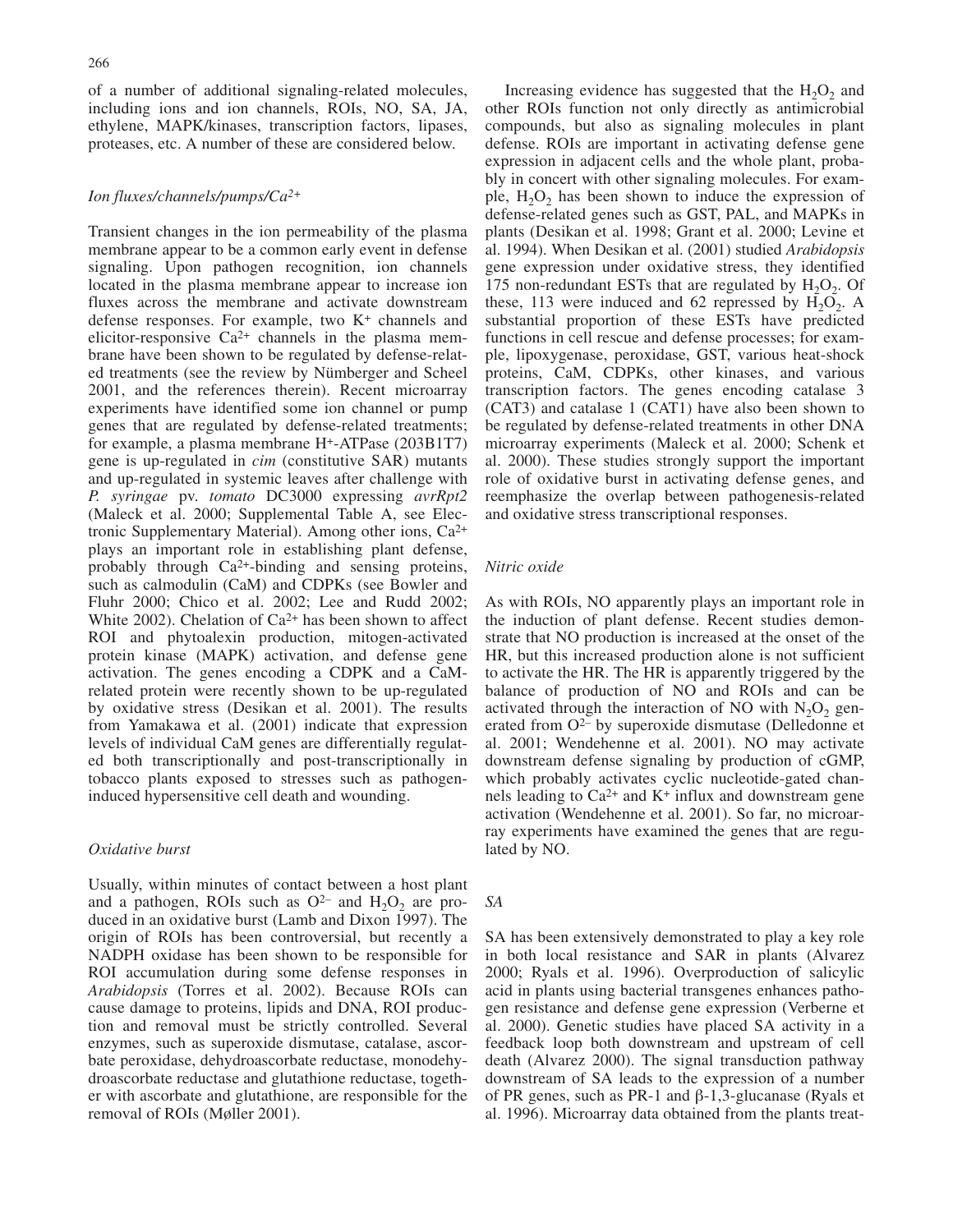of a number of additional signaling-related molecules, including ions and ion channels, ROIs, NO, SA, JA, ethylene, MAPK/kinases, transcription factors, lipases, proteases, etc. A number of these are considered below.

### *Ion fluxes/channels/pumps/$Ca^{2+}$*

Transient changes in the ion permeability of the plasma membrane appear to be a common early event in defense signaling. Upon pathogen recognition, ion channels located in the plasma membrane appear to increase ion fluxes across the membrane and activate downstream defense responses. For example, two $K^+$ channels and elicitor-responsive $Ca^{2+}$ channels in the plasma membrane have been shown to be regulated by defense-related treatments (see the review by Nürnberger and Scheel 2001, and the references therein). Recent microarray experiments have identified some ion channel or pump genes that are regulated by defense-related treatments; for example, a plasma membrane $H^+$-ATPase (203B1T7) gene is up-regulated in *cim* (constitutive SAR) mutants and up-regulated in systemic leaves after challenge with *P. syringae* pv. *tomato* DC3000 expressing *avrRpt2* (Maleck et al. 2000; Supplemental Table A, see Electronic Supplementary Material). Among other ions, $Ca^{2+}$ plays an important role in establishing plant defense, probably through $Ca^{2+}$-binding and sensing proteins, such as calmodulin (CaM) and CDPKs (see Bowler and Fluhr 2000; Chico et al. 2002; Lee and Rudd 2002; White 2002). Chelation of $Ca^{2+}$ has been shown to affect ROI and phytoalexin production, mitogen-activated protein kinase (MAPK) activation, and defense gene activation. The genes encoding a CDPK and a CaM-related protein were recently shown to be up-regulated by oxidative stress (Desikan et al. 2001). The results from Yamakawa et al. (2001) indicate that expression levels of individual CaM genes are differentially regulated both transcriptionally and post-transcriptionally in tobacco plants exposed to stresses such as pathogen-induced hypersensitive cell death and wounding.

### *Oxidative burst*

Usually, within minutes of contact between a host plant and a pathogen, ROIs such as $O^{2-}$ and $H_2O_2$ are produced in an oxidative burst (Lamb and Dixon 1997). The origin of ROIs has been controversial, but recently a NADPH oxidase has been shown to be responsible for ROI accumulation during some defense responses in *Arabidopsis* (Torres et al. 2002). Because ROIs can cause damage to proteins, lipids and DNA, ROI production and removal must be strictly controlled. Several enzymes, such as superoxide dismutase, catalase, ascorbate peroxidase, dehydroascorbate reductase, monodehydroascorbate reductase and glutathione reductase, together with ascorbate and glutathione, are responsible for the removal of ROIs (Møller 2001).

Increasing evidence has suggested that the $H_2O_2$ and other ROIs function not only directly as antimicrobial compounds, but also as signaling molecules in plant defense. ROIs are important in activating defense gene expression in adjacent cells and the whole plant, probably in concert with other signaling molecules. For example, $H_2O_2$ has been shown to induce the expression of defense-related genes such as GST, PAL, and MAPKs in plants (Desikan et al. 1998; Grant et al. 2000; Levine et al. 1994). When Desikan et al. (2001) studied *Arabidopsis* gene expression under oxidative stress, they identified 175 non-redundant ESTs that are regulated by $H_2O_2$. Of these, 113 were induced and 62 repressed by $H_2O_2$. A substantial proportion of these ESTs have predicted functions in cell rescue and defense processes; for example, lipoxygenase, peroxidase, GST, various heat-shock proteins, CaM, CDPKs, other kinases, and various transcription factors. The genes encoding catalase 3 (CAT3) and catalase 1 (CAT1) have also been shown to be regulated by defense-related treatments in other DNA microarray experiments (Maleck et al. 2000; Schenk et al. 2000). These studies strongly support the important role of oxidative burst in activating defense genes, and reemphasize the overlap between pathogenesis-related and oxidative stress transcriptional responses.

### *Nitric oxide*

As with ROIs, NO apparently plays an important role in the induction of plant defense. Recent studies demonstrate that NO production is increased at the onset of the HR, but this increased production alone is not sufficient to activate the HR. The HR is apparently triggered by the balance of production of NO and ROIs and can be activated through the interaction of NO with $N_2O_2$ generated from $O^{2-}$ by superoxide dismutase (Delledonne et al. 2001; Wendehenne et al. 2001). NO may activate downstream defense signaling by production of cGMP, which probably activates cyclic nucleotide-gated channels leading to $Ca^{2+}$ and $K^+$ influx and downstream gene activation (Wendehenne et al. 2001). So far, no microarray experiments have examined the genes that are regulated by NO.

### *SA*

SA has been extensively demonstrated to play a key role in both local resistance and SAR in plants (Alvarez 2000; Ryals et al. 1996). Overproduction of salicylic acid in plants using bacterial transgenes enhances pathogen resistance and defense gene expression (Verberne et al. 2000). Genetic studies have placed SA activity in a feedback loop both downstream and upstream of cell death (Alvarez 2000). The signal transduction pathway downstream of SA leads to the expression of a number of PR genes, such as PR-1 and β-1,3-glucanase (Ryals et al. 1996). Microarray data obtained from the plants treat-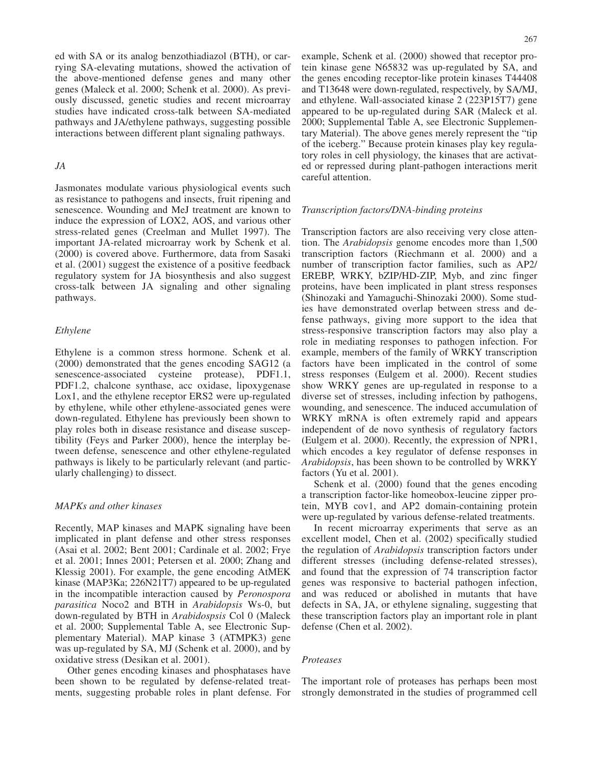ed with SA or its analog benzothiadiazol (BTH), or carrying SA-elevating mutations, showed the activation of the above-mentioned defense genes and many other genes (Maleck et al. 2000; Schenk et al. 2000). As previously discussed, genetic studies and recent microarray studies have indicated cross-talk between SA-mediated pathways and JA/ethylene pathways, suggesting possible interactions between different plant signaling pathways.

### *JA*

Jasmonates modulate various physiological events such as resistance to pathogens and insects, fruit ripening and senescence. Wounding and MeJ treatment are known to induce the expression of LOX2, AOS, and various other stress-related genes (Creelman and Mullet 1997). The important JA-related microarray work by Schenk et al. (2000) is covered above. Furthermore, data from Sasaki et al. (2001) suggest the existence of a positive feedback regulatory system for JA biosynthesis and also suggest cross-talk between JA signaling and other signaling pathways.

### *Ethylene*

Ethylene is a common stress hormone. Schenk et al. (2000) demonstrated that the genes encoding SAG12 (a senescence-associated cysteine protease), PDF1.1, PDF1.2, chalcone synthase, acc oxidase, lipoxygenase Lox1, and the ethylene receptor ERS2 were up-regulated by ethylene, while other ethylene-associated genes were down-regulated. Ethylene has previously been shown to play roles both in disease resistance and disease susceptibility (Feys and Parker 2000), hence the interplay between defense, senescence and other ethylene-regulated pathways is likely to be particularly relevant (and particularly challenging) to dissect.

### *MAPKs and other kinases*

Recently, MAP kinases and MAPK signaling have been implicated in plant defense and other stress responses (Asai et al. 2002; Bent 2001; Cardinale et al. 2002; Frye et al. 2001; Innes 2001; Petersen et al. 2000; Zhang and Klessig 2001). For example, the gene encoding AtMEK kinase (MAP3Ka; 226N21T7) appeared to be up-regulated in the incompatible interaction caused by *Peronospora parasitica* Noco2 and BTH in *Arabidopsis* Ws-0, but down-regulated by BTH in *Arabidospsis* Col 0 (Maleck et al. 2000; Supplemental Table A, see Electronic Supplementary Material). MAP kinase 3 (ATMPK3) gene was up-regulated by SA, MJ (Schenk et al. 2000), and by oxidative stress (Desikan et al. 2001).

Other genes encoding kinases and phosphatases have been shown to be regulated by defense-related treatments, suggesting probable roles in plant defense. For example, Schenk et al. (2000) showed that receptor protein kinase gene N65832 was up-regulated by SA, and the genes encoding receptor-like protein kinases T44408 and T13648 were down-regulated, respectively, by SA/MJ, and ethylene. Wall-associated kinase 2 (223P15T7) gene appeared to be up-regulated during SAR (Maleck et al. 2000; Supplemental Table A, see Electronic Supplementary Material). The above genes merely represent the "tip of the iceberg." Because protein kinases play key regulatory roles in cell physiology, the kinases that are activated or repressed during plant-pathogen interactions merit careful attention.

### *Transcription factors/DNA-binding proteins*

Transcription factors are also receiving very close attention. The *Arabidopsis* genome encodes more than 1,500 transcription factors (Riechmann et al. 2000) and a number of transcription factor families, such as AP2/EREBP, WRKY, bZIP/HD-ZIP, Myb, and zinc finger proteins, have been implicated in plant stress responses (Shinozaki and Yamaguchi-Shinozaki 2000). Some studies have demonstrated overlap between stress and defense pathways, giving more support to the idea that stress-responsive transcription factors may also play a role in mediating responses to pathogen infection. For example, members of the family of WRKY transcription factors have been implicated in the control of some stress responses (Eulgem et al. 2000). Recent studies show WRKY genes are up-regulated in response to a diverse set of stresses, including infection by pathogens, wounding, and senescence. The induced accumulation of WRKY mRNA is often extremely rapid and appears independent of de novo synthesis of regulatory factors (Eulgem et al. 2000). Recently, the expression of NPR1, which encodes a key regulator of defense responses in *Arabidopsis*, has been shown to be controlled by WRKY factors (Yu et al. 2001).

Schenk et al. (2000) found that the genes encoding a transcription factor-like homeobox-leucine zipper protein, MYB cov1, and AP2 domain-containing protein were up-regulated by various defense-related treatments.

In recent microarray experiments that serve as an excellent model, Chen et al. (2002) specifically studied the regulation of *Arabidopsis* transcription factors under different stresses (including defense-related stresses), and found that the expression of 74 transcription factor genes was responsive to bacterial pathogen infection, and was reduced or abolished in mutants that have defects in SA, JA, or ethylene signaling, suggesting that these transcription factors play an important role in plant defense (Chen et al. 2002).

### *Proteases*

The important role of proteases has perhaps been most strongly demonstrated in the studies of programmed cell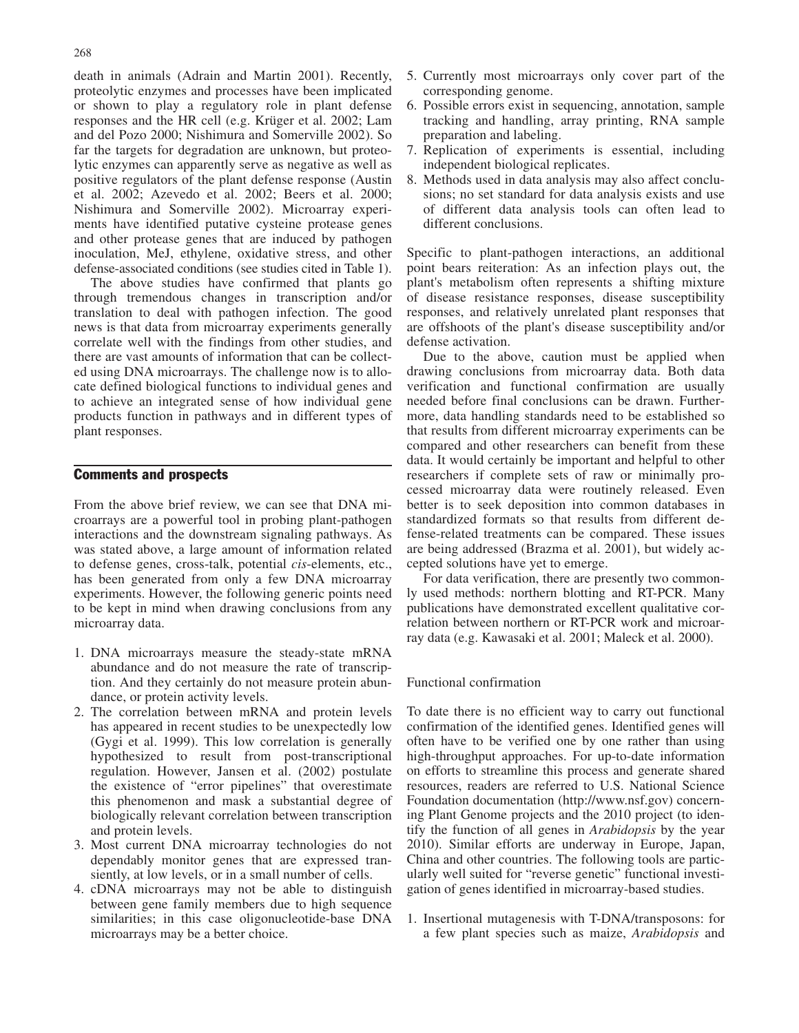death in animals (Adrain and Martin 2001). Recently, proteolytic enzymes and processes have been implicated or shown to play a regulatory role in plant defense responses and the HR cell (e.g. Krüger et al. 2002; Lam and del Pozo 2000; Nishimura and Somerville 2002). So far the targets for degradation are unknown, but proteolytic enzymes can apparently serve as negative as well as positive regulators of the plant defense response (Austin et al. 2002; Azevedo et al. 2002; Beers et al. 2000; Nishimura and Somerville 2002). Microarray experiments have identified putative cysteine protease genes and other protease genes that are induced by pathogen inoculation, MeJ, ethylene, oxidative stress, and other defense-associated conditions (see studies cited in Table 1).

The above studies have confirmed that plants go through tremendous changes in transcription and/or translation to deal with pathogen infection. The good news is that data from microarray experiments generally correlate well with the findings from other studies, and there are vast amounts of information that can be collected using DNA microarrays. The challenge now is to allocate defined biological functions to individual genes and to achieve an integrated sense of how individual gene products function in pathways and in different types of plant responses.

## Comments and prospects

From the above brief review, we can see that DNA microarrays are a powerful tool in probing plant-pathogen interactions and the downstream signaling pathways. As was stated above, a large amount of information related to defense genes, cross-talk, potential *cis*-elements, etc., has been generated from only a few DNA microarray experiments. However, the following generic points need to be kept in mind when drawing conclusions from any microarray data.

1. DNA microarrays measure the steady-state mRNA abundance and do not measure the rate of transcription. And they certainly do not measure protein abundance, or protein activity levels.
2. The correlation between mRNA and protein levels has appeared in recent studies to be unexpectedly low (Gygi et al. 1999). This low correlation is generally hypothesized to result from post-transcriptional regulation. However, Jansen et al. (2002) postulate the existence of "error pipelines" that overestimate this phenomenon and mask a substantial degree of biologically relevant correlation between transcription and protein levels.
3. Most current DNA microarray technologies do not dependably monitor genes that are expressed transiently, at low levels, or in a small number of cells.
4. cDNA microarrays may not be able to distinguish between gene family members due to high sequence similarities; in this case oligonucleotide-base DNA microarrays may be a better choice.
5. Currently most microarrays only cover part of the corresponding genome.
6. Possible errors exist in sequencing, annotation, sample tracking and handling, array printing, RNA sample preparation and labeling.
7. Replication of experiments is essential, including independent biological replicates.
8. Methods used in data analysis may also affect conclusions; no set standard for data analysis exists and use of different data analysis tools can often lead to different conclusions.

Specific to plant-pathogen interactions, an additional point bears reiteration: As an infection plays out, the plant's metabolism often represents a shifting mixture of disease resistance responses, disease susceptibility responses, and relatively unrelated plant responses that are offshoots of the plant's disease susceptibility and/or defense activation.

Due to the above, caution must be applied when drawing conclusions from microarray data. Both data verification and functional confirmation are usually needed before final conclusions can be drawn. Furthermore, data handling standards need to be established so that results from different microarray experiments can be compared and other researchers can benefit from these data. It would certainly be important and helpful to other researchers if complete sets of raw or minimally processed microarray data were routinely released. Even better is to seek deposition into common databases in standardized formats so that results from different defense-related treatments can be compared. These issues are being addressed (Brazma et al. 2001), but widely accepted solutions have yet to emerge.

For data verification, there are presently two commonly used methods: northern blotting and RT-PCR. Many publications have demonstrated excellent qualitative correlation between northern or RT-PCR work and microarray data (e.g. Kawasaki et al. 2001; Maleck et al. 2000).

### Functional confirmation

To date there is no efficient way to carry out functional confirmation of the identified genes. Identified genes will often have to be verified one by one rather than using high-throughput approaches. For up-to-date information on efforts to streamline this process and generate shared resources, readers are referred to U.S. National Science Foundation documentation (http://www.nsf.gov) concerning Plant Genome projects and the 2010 project (to identify the function of all genes in *Arabidopsis* by the year 2010). Similar efforts are underway in Europe, Japan, China and other countries. The following tools are particularly well suited for "reverse genetic" functional investigation of genes identified in microarray-based studies.

1. Insertional mutagenesis with T-DNA/transposons: for a few plant species such as maize, *Arabidopsis* and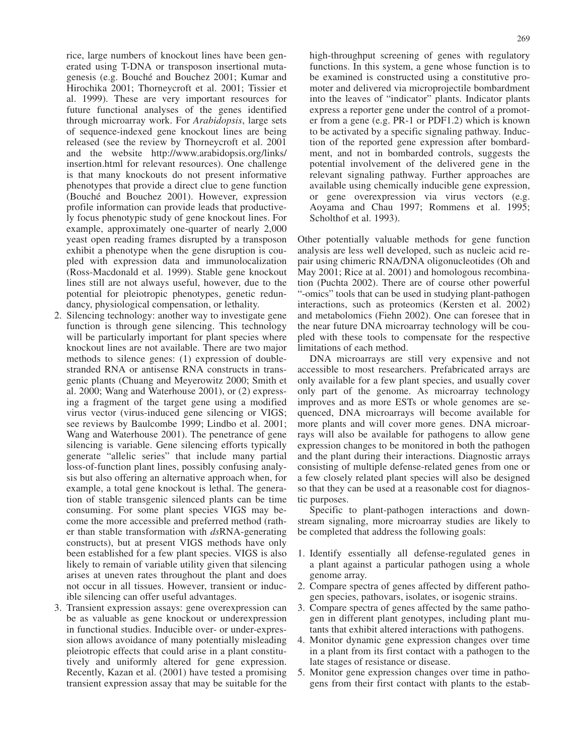rice, large numbers of knockout lines have been generated using T-DNA or transposon insertional mutagenesis (e.g. Bouché and Bouchez 2001; Kumar and Hirochika 2001; Thorneycroft et al. 2001; Tissier et al. 1999). These are very important resources for future functional analyses of the genes identified through microarray work. For *Arabidopsis*, large sets of sequence-indexed gene knockout lines are being released (see the review by Thorneycroft et al. 2001 and the website http://www.arabidopsis.org/links/insertion.html for relevant resources). One challenge is that many knockouts do not present informative phenotypes that provide a direct clue to gene function (Bouché and Bouchez 2001). However, expression profile information can provide leads that productively focus phenotypic study of gene knockout lines. For example, approximately one-quarter of nearly 2,000 yeast open reading frames disrupted by a transposon exhibit a phenotype when the gene disruption is coupled with expression data and immunolocalization (Ross-Macdonald et al. 1999). Stable gene knockout lines still are not always useful, however, due to the potential for pleiotropic phenotypes, genetic redundancy, physiological compensation, or lethality.

2. Silencing technology: another way to investigate gene function is through gene silencing. This technology will be particularly important for plant species where knockout lines are not available. There are two major methods to silence genes: (1) expression of double-stranded RNA or antisense RNA constructs in transgenic plants (Chuang and Meyerowitz 2000; Smith et al. 2000; Wang and Waterhouse 2001), or (2) expressing a fragment of the target gene using a modified virus vector (virus-induced gene silencing or VIGS; see reviews by Baulcombe 1999; Lindbo et al. 2001; Wang and Waterhouse 2001). The penetrance of gene silencing is variable. Gene silencing efforts typically generate "allelic series" that include many partial loss-of-function plant lines, possibly confusing analysis but also offering an alternative approach when, for example, a total gene knockout is lethal. The generation of stable transgenic silenced plants can be time consuming. For some plant species VIGS may become the more accessible and preferred method (rather than stable transformation with *ds*RNA-generating constructs), but at present VIGS methods have only been established for a few plant species. VIGS is also likely to remain of variable utility given that silencing arises at uneven rates throughout the plant and does not occur in all tissues. However, transient or inducible silencing can offer useful advantages.
3. Transient expression assays: gene overexpression can be as valuable as gene knockout or underexpression in functional studies. Inducible over- or under-expression allows avoidance of many potentially misleading pleiotropic effects that could arise in a plant constitutively and uniformly altered for gene expression. Recently, Kazan et al. (2001) have tested a promising transient expression assay that may be suitable for the high-throughput screening of genes with regulatory functions. In this system, a gene whose function is to be examined is constructed using a constitutive promoter and delivered via microprojectile bombardment into the leaves of "indicator" plants. Indicator plants express a reporter gene under the control of a promoter from a gene (e.g. PR-1 or PDF1.2) which is known to be activated by a specific signaling pathway. Induction of the reported gene expression after bombardment, and not in bombarded controls, suggests the potential involvement of the delivered gene in the relevant signaling pathway. Further approaches are available using chemically inducible gene expression, or gene overexpression via virus vectors (e.g. Aoyama and Chau 1997; Rommens et al. 1995; Scholthof et al. 1993).

Other potentially valuable methods for gene function analysis are less well developed, such as nucleic acid repair using chimeric RNA/DNA oligonucleotides (Oh and May 2001; Rice at al. 2001) and homologous recombination (Puchta 2002). There are of course other powerful "-omics" tools that can be used in studying plant-pathogen interactions, such as proteomics (Kersten et al. 2002) and metabolomics (Fiehn 2002). One can foresee that in the near future DNA microarray technology will be coupled with these tools to compensate for the respective limitations of each method.

DNA microarrays are still very expensive and not accessible to most researchers. Prefabricated arrays are only available for a few plant species, and usually cover only part of the genome. As microarray technology improves and as more ESTs or whole genomes are sequenced, DNA microarrays will become available for more plants and will cover more genes. DNA microarrays will also be available for pathogens to allow gene expression changes to be monitored in both the pathogen and the plant during their interactions. Diagnostic arrays consisting of multiple defense-related genes from one or a few closely related plant species will also be designed so that they can be used at a reasonable cost for diagnostic purposes.

Specific to plant-pathogen interactions and downstream signaling, more microarray studies are likely to be completed that address the following goals:

1. Identify essentially all defense-regulated genes in a plant against a particular pathogen using a whole genome array.
2. Compare spectra of genes affected by different pathogen species, pathovars, isolates, or isogenic strains.
3. Compare spectra of genes affected by the same pathogen in different plant genotypes, including plant mutants that exhibit altered interactions with pathogens.
4. Monitor dynamic gene expression changes over time in a plant from its first contact with a pathogen to the late stages of resistance or disease.
5. Monitor gene expression changes over time in pathogens from their first contact with plants to the estab-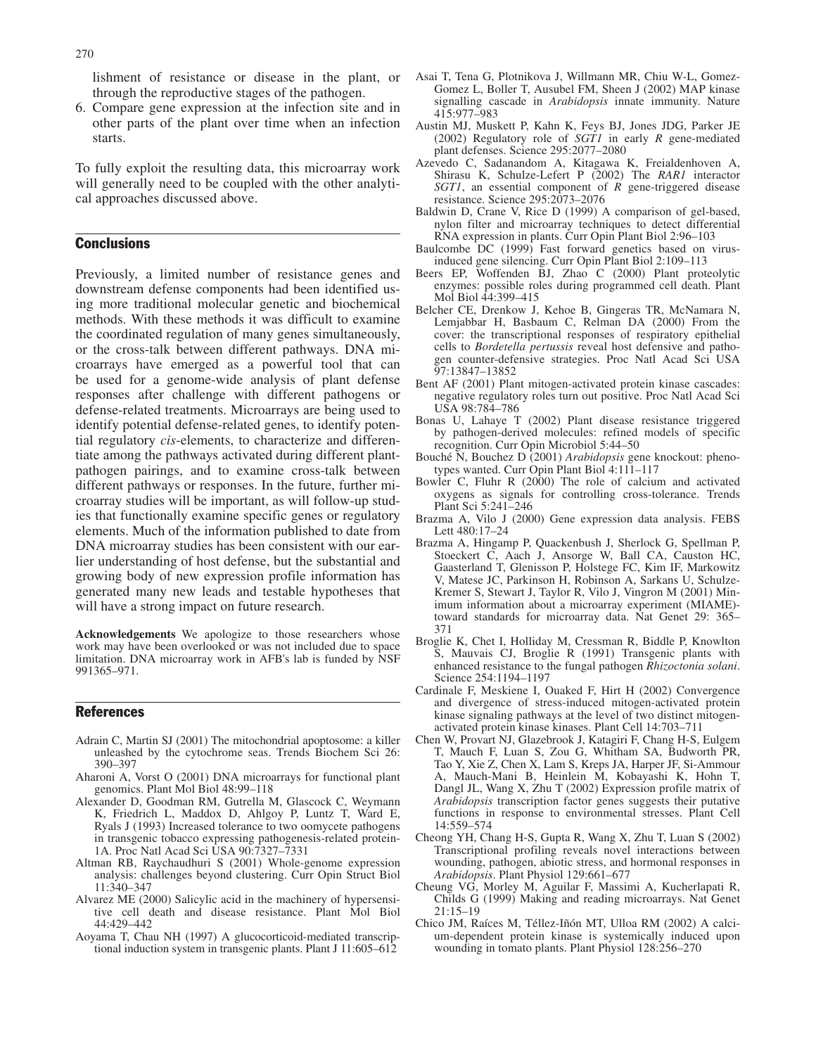lishment of resistance or disease in the plant, or through the reproductive stages of the pathogen.

6. Compare gene expression at the infection site and in other parts of the plant over time when an infection starts.

To fully exploit the resulting data, this microarray work will generally need to be coupled with the other analytical approaches discussed above.

## Conclusions

Previously, a limited number of resistance genes and downstream defense components had been identified using more traditional molecular genetic and biochemical methods. With these methods it was difficult to examine the coordinated regulation of many genes simultaneously, or the cross-talk between different pathways. DNA microarrays have emerged as a powerful tool that can be used for a genome-wide analysis of plant defense responses after challenge with different pathogens or defense-related treatments. Microarrays are being used to identify potential defense-related genes, to identify potential regulatory *cis*-elements, to characterize and differentiate among the pathways activated during different plant-pathogen pairings, and to examine cross-talk between different pathways or responses. In the future, further microarray studies will be important, as will follow-up studies that functionally examine specific genes or regulatory elements. Much of the information published to date from DNA microarray studies has been consistent with our earlier understanding of host defense, but the substantial and growing body of new expression profile information has generated many new leads and testable hypotheses that will have a strong impact on future research.

**Acknowledgements** We apologize to those researchers whose work may have been overlooked or was not included due to space limitation. DNA microarray work in AFB's lab is funded by NSF 991365–971.

## References

Adrain C, Martin SJ (2001) The mitochondrial apoptosome: a killer unleashed by the cytochrome seas. Trends Biochem Sci 26: 390–397

Aharoni A, Vorst O (2001) DNA microarrays for functional plant genomics. Plant Mol Biol 48:99–118

Alexander D, Goodman RM, Gutrella M, Glascock C, Weymann K, Friedrich L, Maddox D, Ahlgoy P, Luntz T, Ward E, Ryals J (1993) Increased tolerance to two oomycete pathogens in transgenic tobacco expressing pathogenesis-related protein-1A. Proc Natl Acad Sci USA 90:7327–7331

Altman RB, Raychaudhuri S (2001) Whole-genome expression analysis: challenges beyond clustering. Curr Opin Struct Biol 11:340–347

Alvarez ME (2000) Salicylic acid in the machinery of hypersensitive cell death and disease resistance. Plant Mol Biol 44:429–442

Aoyama T, Chau NH (1997) A glucocorticoid-mediated transcriptional induction system in transgenic plants. Plant J 11:605–612

Asai T, Tena G, Plotnikova J, Willmann MR, Chiu W-L, Gomez-Gomez L, Boller T, Ausubel FM, Sheen J (2002) MAP kinase signalling cascade in *Arabidopsis* innate immunity. Nature 415:977–983

Austin MJ, Muskett P, Kahn K, Feys BJ, Jones JDG, Parker JE (2002) Regulatory role of *SGT1* in early *R* gene-mediated plant defenses. Science 295:2077–2080

Azevedo C, Sadanandom A, Kitagawa K, Freialdenhoven A, Shirasu K, Schulze-Lefert P (2002) The *RAR1* interactor *SGT1*, an essential component of *R* gene-triggered disease resistance. Science 295:2073–2076

Baldwin D, Crane V, Rice D (1999) A comparison of gel-based, nylon filter and microarray techniques to detect differential RNA expression in plants. Curr Opin Plant Biol 2:96–103

Baulcombe DC (1999) Fast forward genetics based on virus-induced gene silencing. Curr Opin Plant Biol 2:109–113

Beers EP, Woffenden BJ, Zhao C (2000) Plant proteolytic enzymes: possible roles during programmed cell death. Plant Mol Biol 44:399–415

Belcher CE, Drenkow J, Kehoe B, Gingeras TR, McNamara N, Lemjabbar H, Basbaum C, Relman DA (2000) From the cover: the transcriptional responses of respiratory epithelial cells to *Bordetella pertussis* reveal host defensive and pathogen counter-defensive strategies. Proc Natl Acad Sci USA 97:13847–13852

Bent AF (2001) Plant mitogen-activated protein kinase cascades: negative regulatory roles turn out positive. Proc Natl Acad Sci USA 98:784–786

Bonas U, Lahaye T (2002) Plant disease resistance triggered by pathogen-derived molecules: refined models of specific recognition. Curr Opin Microbiol 5:44–50

Bouché N, Bouchez D (2001) *Arabidopsis* gene knockout: phenotypes wanted. Curr Opin Plant Biol 4:111–117

Bowler C, Fluhr R (2000) The role of calcium and activated oxygens as signals for controlling cross-tolerance. Trends Plant Sci 5:241–246

Brazma A, Vilo J (2000) Gene expression data analysis. FEBS Lett 480:17–24

Brazma A, Hingamp P, Quackenbush J, Sherlock G, Spellman P, Stoeckert C, Aach J, Ansorge W, Ball CA, Causton HC, Gaasterland T, Glenisson P, Holstege FC, Kim IF, Markowitz V, Matese JC, Parkinson H, Robinson A, Sarkans U, Schulze-Kremer S, Stewart J, Taylor R, Vilo J, Vingron M (2001) Minimum information about a microarray experiment (MIAME)-toward standards for microarray data. Nat Genet 29: 365–371

Broglie K, Chet I, Holliday M, Cressman R, Biddle P, Knowlton S, Mauvais CJ, Broglie R (1991) Transgenic plants with enhanced resistance to the fungal pathogen *Rhizoctonia solani*. Science 254:1194–1197

Cardinale F, Meskiene I, Ouaked F, Hirt H (2002) Convergence and divergence of stress-induced mitogen-activated protein kinase signaling pathways at the level of two distinct mitogen-activated protein kinase kinases. Plant Cell 14:703–711

Chen W, Provart NJ, Glazebrook J, Katagiri F, Chang H-S, Eulgem T, Mauch F, Luan S, Zou G, Whitham SA, Budworth PR, Tao Y, Xie Z, Chen X, Lam S, Kreps JA, Harper JF, Si-Ammour A, Mauch-Mani B, Heinlein M, Kobayashi K, Hohn T, Dangl JL, Wang X, Zhu T (2002) Expression profile matrix of *Arabidopsis* transcription factor genes suggests their putative functions in response to environmental stresses. Plant Cell 14:559–574

Cheong YH, Chang H-S, Gupta R, Wang X, Zhu T, Luan S (2002) Transcriptional profiling reveals novel interactions between wounding, pathogen, abiotic stress, and hormonal responses in *Arabidopsis*. Plant Physiol 129:661–677

Cheung VG, Morley M, Aguilar F, Massimi A, Kucherlapati R, Childs G (1999) Making and reading microarrays. Nat Genet 21:15–19

Chico JM, Raíces M, Téllez-Iñón MT, Ulloa RM (2002) A calcium-dependent protein kinase is systemically induced upon wounding in tomato plants. Plant Physiol 128:256–270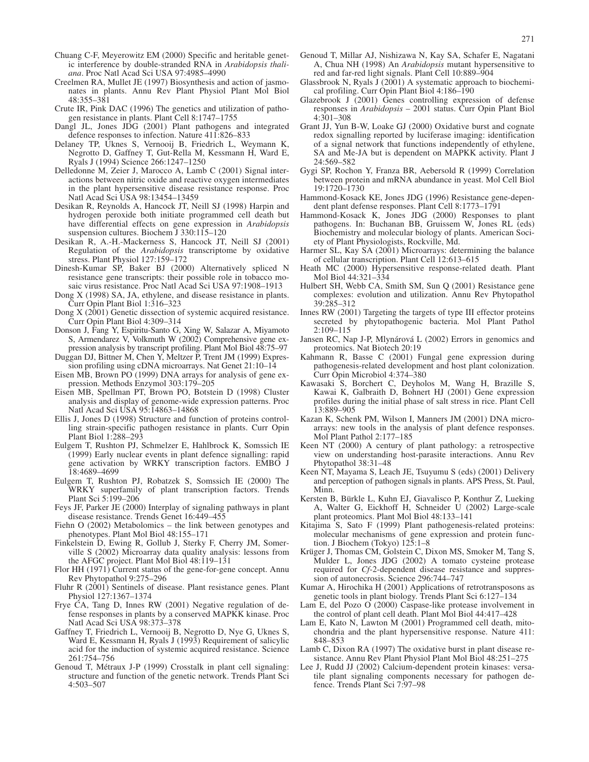Chuang C-F, Meyerowitz EM (2000) Specific and heritable genetic interference by double-stranded RNA in *Arabidopsis thaliana*. Proc Natl Acad Sci USA 97:4985–4990

Creelmen RA, Mullet JE (1997) Biosynthesis and action of jasmonates in plants. Annu Rev Plant Physiol Plant Mol Biol 48:355–381

Crute IR, Pink DAC (1996) The genetics and utilization of pathogen resistance in plants. Plant Cell 8:1747–1755

Dangl JL, Jones JDG (2001) Plant pathogens and integrated defence responses to infection. Nature 411:826–833

Delaney TP, Uknes S, Vernooij B, Friedrich L, Weymann K, Negrotto D, Gaffney T, Gut-Rella M, Kessmann H, Ward E, Ryals J (1994) Science 266:1247–1250

Delledonne M, Zeier J, Marocco A, Lamb C (2001) Signal interactions between nitric oxide and reactive oxygen intermediates in the plant hypersensitive disease resistance response. Proc Natl Acad Sci USA 98:13454–13459

Desikan R, Reynolds A, Hancock JT, Neill SJ (1998) Harpin and hydrogen peroxide both initiate programmed cell death but have differential effects on gene expression in *Arabidopsis* suspension cultures. Biochem J 330:115–120

Desikan R, A.-H.-Mackerness S, Hancock JT, Neill SJ (2001) Regulation of the *Arabidopsis* transcriptome by oxidative stress. Plant Physiol 127:159–172

Dinesh-Kumar SP, Baker BJ (2000) Alternatively spliced N resistance gene transcripts: their possible role in tobacco mosaic virus resistance. Proc Natl Acad Sci USA 97:1908–1913

Dong X (1998) SA, JA, ethylene, and disease resistance in plants. Curr Opin Plant Biol 1:316–323

Dong X (2001) Genetic dissection of systemic acquired resistance. Curr Opin Plant Biol 4:309–314

Donson J, Fang Y, Espiritu-Santo G, Xing W, Salazar A, Miyamoto S, Armendarez V, Volkmuth W (2002) Comprehensive gene expression analysis by transcript profiling. Plant Mol Biol 48:75–97

Duggan DJ, Bittner M, Chen Y, Meltzer P, Trent JM (1999) Expression profiling using cDNA microarrays. Nat Genet 21:10–14

Eisen MB, Brown PO (1999) DNA arrays for analysis of gene expression. Methods Enzymol 303:179–205

Eisen MB, Spellman PT, Brown PO, Botstein D (1998) Cluster analysis and display of genome-wide expression patterns. Proc Natl Acad Sci USA 95:14863–14868

Ellis J, Jones D (1998) Structure and function of proteins controlling strain-specific pathogen resistance in plants. Curr Opin Plant Biol 1:288–293

Eulgem T, Rushton PJ, Schmelzer E, Hahlbrock K, Somssich IE (1999) Early nuclear events in plant defence signalling: rapid gene activation by WRKY transcription factors. EMBO J 18:4689–4699

Eulgem T, Rushton PJ, Robatzek S, Somssich IE (2000) The WRKY superfamily of plant transcription factors. Trends Plant Sci 5:199–206

Feys JF, Parker JE (2000) Interplay of signaling pathways in plant disease resistance. Trends Genet 16:449–455

Fiehn O (2002) Metabolomics – the link between genotypes and phenotypes. Plant Mol Biol 48:155–171

Finkelstein D, Ewing R, Gollub J, Sterky F, Cherry JM, Somerville S (2002) Microarray data quality analysis: lessons from the AFGC project. Plant Mol Biol 48:119–131

Flor HH (1971) Current status of the gene-for-gene concept. Annu Rev Phytopathol 9:275–296

Fluhr R (2001) Sentinels of disease. Plant resistance genes. Plant Physiol 127:1367–1374

Frye CA, Tang D, Innes RW (2001) Negative regulation of defense responses in plants by a conserved MAPKK kinase. Proc Natl Acad Sci USA 98:373–378

Gaffney T, Friedrich L, Vernooij B, Negrotto D, Nye G, Uknes S, Ward E, Kessmann H, Ryals J (1993) Requirement of salicylic acid for the induction of systemic acquired resistance. Science 261:754–756

Genoud T, Métraux J-P (1999) Crosstalk in plant cell signaling: structure and function of the genetic network. Trends Plant Sci 4:503–507

Genoud T, Millar AJ, Nishizawa N, Kay SA, Schafer E, Nagatani A, Chua NH (1998) An *Arabidopsis* mutant hypersensitive to red and far-red light signals. Plant Cell 10:889–904

Glassbrook N, Ryals J (2001) A systematic approach to biochemical profiling. Curr Opin Plant Biol 4:186–190

Glazebrook J (2001) Genes controlling expression of defense responses in *Arabidopsis* – 2001 status. Curr Opin Plant Biol 4:301–308

Grant JJ, Yun B-W, Loake GJ (2000) Oxidative burst and cognate redox signalling reported by luciferase imaging: identification of a signal network that functions independently of ethylene, SA and Me-JA but is dependent on MAPKK activity. Plant J 24:569–582

Gygi SP, Rochon Y, Franza BR, Aebersold R (1999) Correlation between protein and mRNA abundance in yeast. Mol Cell Biol 19:1720–1730

Hammond-Kosack KE, Jones JDG (1996) Resistance gene-dependent plant defense responses. Plant Cell 8:1773–1791

Hammond-Kosack K, Jones JDG (2000) Responses to plant pathogens. In: Buchanan BB, Gruissem W, Jones RL (eds) Biochemistry and molecular biology of plants. American Society of Plant Physiologists, Rockville, Md.

Harmer SL, Kay SA (2001) Microarrays: determining the balance of cellular transcription. Plant Cell 12:613–615

Heath MC (2000) Hypersensitive response-related death. Plant Mol Biol 44:321–334

Hulbert SH, Webb CA, Smith SM, Sun Q (2001) Resistance gene complexes: evolution and utilization. Annu Rev Phytopathol 39:285–312

Innes RW (2001) Targeting the targets of type III effector proteins secreted by phytopathogenic bacteria. Mol Plant Pathol 2:109–115

Jansen RC, Nap J-P, Mlynárová L (2002) Errors in genomics and proteomics. Nat Biotech 20:19

Kahmann R, Basse C (2001) Fungal gene expression during pathogenesis-related development and host plant colonization. Curr Opin Microbiol 4:374–380

Kawasaki S, Borchert C, Deyholos M, Wang H, Brazille S, Kawai K, Galbraith D, Bohnert HJ (2001) Gene expression profiles during the initial phase of salt stress in rice. Plant Cell 13:889–905

Kazan K, Schenk PM, Wilson I, Manners JM (2001) DNA microarrays: new tools in the analysis of plant defence responses. Mol Plant Pathol 2:177–185

Keen NT (2000) A century of plant pathology: a retrospective view on understanding host-parasite interactions. Annu Rev Phytopathol 38:31–48

Keen NT, Mayama S, Leach JE, Tsuyumu S (eds) (2001) Delivery and perception of pathogen signals in plants. APS Press, St. Paul, Minn.

Kersten B, Bürkle L, Kuhn EJ, Giavalisco P, Konthur Z, Lueking A, Walter G, Eickhoff H, Schneider U (2002) Large-scale plant proteomics. Plant Mol Biol 48:133–141

Kitajima S, Sato F (1999) Plant pathogenesis-related proteins: molecular mechanisms of gene expression and protein function. J Biochem (Tokyo) 125:1–8

Krüger J, Thomas CM, Golstein C, Dixon MS, Smoker M, Tang S, Mulder L, Jones JDG (2002) A tomato cysteine protease required for *Cf*-2-dependent disease resistance and suppression of autonecrosis. Science 296:744–747

Kumar A, Hirochika H (2001) Applications of retrotransposons as genetic tools in plant biology. Trends Plant Sci 6:127–134

Lam E, del Pozo O (2000) Caspase-like protease involvement in the control of plant cell death. Plant Mol Biol 44:417–428

Lam E, Kato N, Lawton M (2001) Programmed cell death, mitochondria and the plant hypersensitive response. Nature 411: 848–853

Lamb C, Dixon RA (1997) The oxidative burst in plant disease resistance. Annu Rev Plant Physiol Plant Mol Biol 48:251–275

Lee J, Rudd JJ (2002) Calcium-dependent protein kinases: versatile plant signaling components necessary for pathogen defence. Trends Plant Sci 7:97–98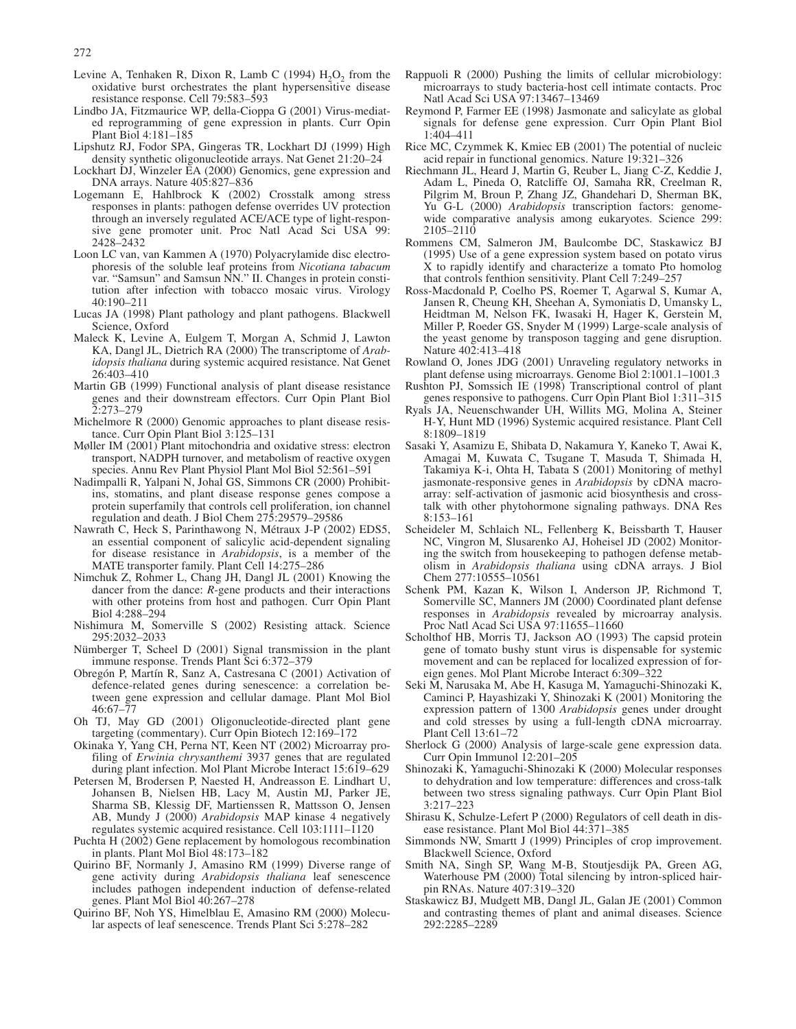Levine A, Tenhaken R, Dixon R, Lamb C (1994) $H_2O_2$ from the oxidative burst orchestrates the plant hypersensitive disease resistance response. Cell 79:583–593

Lindbo JA, Fitzmaurice WP, della-Cioppa G (2001) Virus-mediated reprogramming of gene expression in plants. Curr Opin Plant Biol 4:181–185

Lipshutz RJ, Fodor SPA, Gingeras TR, Lockhart DJ (1999) High density synthetic oligonucleotide arrays. Nat Genet 21:20–24

Lockhart DJ, Winzeler EA (2000) Genomics, gene expression and DNA arrays. Nature 405:827–836

Logemann E, Hahlbrock K (2002) Crosstalk among stress responses in plants: pathogen defense overrides UV protection through an inversely regulated ACE/ACE type of light-responsive gene promoter unit. Proc Natl Acad Sci USA 99: 2428–2432

Loon LC van, van Kammen A (1970) Polyacrylamide disc electrophoresis of the soluble leaf proteins from *Nicotiana tabacum* var. "Samsun" and Samsun NN." II. Changes in protein constitution after infection with tobacco mosaic virus. Virology 40:190–211

Lucas JA (1998) Plant pathology and plant pathogens. Blackwell Science, Oxford

Maleck K, Levine A, Eulgem T, Morgan A, Schmid J, Lawton KA, Dangl JL, Dietrich RA (2000) The transcriptome of *Arabidopsis thaliana* during systemic acquired resistance. Nat Genet 26:403–410

Martin GB (1999) Functional analysis of plant disease resistance genes and their downstream effectors. Curr Opin Plant Biol 2:273–279

Michelmore R (2000) Genomic approaches to plant disease resistance. Curr Opin Plant Biol 3:125–131

Møller IM (2001) Plant mitochondria and oxidative stress: electron transport, NADPH turnover, and metabolism of reactive oxygen species. Annu Rev Plant Physiol Plant Mol Biol 52:561–591

Nadimpalli R, Yalpani N, Johal GS, Simmons CR (2000) Prohibitins, stomatins, and plant disease response genes compose a protein superfamily that controls cell proliferation, ion channel regulation and death. J Biol Chem 275:29579–29586

Nawrath C, Heck S, Parinthawong N, Métraux J-P (2002) EDS5, an essential component of salicylic acid-dependent signaling for disease resistance in *Arabidopsis*, is a member of the MATE transporter family. Plant Cell 14:275–286

Nimchuk Z, Rohmer L, Chang JH, Dangl JL (2001) Knowing the dancer from the dance: *R*-gene products and their interactions with other proteins from host and pathogen. Curr Opin Plant Biol 4:288–294

Nishimura M, Somerville S (2002) Resisting attack. Science 295:2032–2033

Nümberger T, Scheel D (2001) Signal transmission in the plant immune response. Trends Plant Sci 6:372–379

Obregón P, Martín R, Sanz A, Castresana C (2001) Activation of defence-related genes during senescence: a correlation between gene expression and cellular damage. Plant Mol Biol 46:67–77

Oh TJ, May GD (2001) Oligonucleotide-directed plant gene targeting (commentary). Curr Opin Plant Biotech 12:169–172

Okinaka Y, Yang CH, Perna NT, Keen NT (2002) Microarray profiling of *Erwinia chrysanthemi* 3937 genes that are regulated during plant infection. Mol Plant Microbe Interact 15:619–629

Petersen M, Brodersen P, Naested H, Andreasson E. Lindhart U, Johansen B, Nielsen HB, Lacy M, Austin MJ, Parker JE, Sharma SB, Klessig DF, Martienssen R, Mattsson O, Jensen AB, Mundy J (2000) *Arabidopsis* MAP kinase 4 negatively regulates systemic acquired resistance. Cell 103:1111–1120

Puchta H (2002) Gene replacement by homologous recombination in plants. Plant Mol Biol 48:173–182

Quirino BF, Normanly J, Amasino RM (1999) Diverse range of gene activity during *Arabidopsis thaliana* leaf senescence includes pathogen independent induction of defense-related genes. Plant Mol Biol 40:267–278

Quirino BF, Noh YS, Himelblau E, Amasino RM (2000) Molecular aspects of leaf senescence. Trends Plant Sci 5:278–282

Rappuoli R (2000) Pushing the limits of cellular microbiology: microarrays to study bacteria-host cell intimate contacts. Proc Natl Acad Sci USA 97:13467–13469

Reymond P, Farmer EE (1998) Jasmonate and salicylate as global signals for defense gene expression. Curr Opin Plant Biol 1:404–411

Rice MC, Czymmek K, Kmiec EB (2001) The potential of nucleic acid repair in functional genomics. Nature 19:321–326

Riechmann JL, Heard J, Martin G, Reuber L, Jiang C-Z, Keddie J, Adam L, Pineda O, Ratcliffe OJ, Samaha RR, Creelman R, Pilgrim M, Broun P, Zhang JZ, Ghandehari D, Sherman BK, Yu G-L (2000) *Arabidopsis* transcription factors: genomewide comparative analysis among eukaryotes. Science 299: 2105–2110

Rommens CM, Salmeron JM, Baulcombe DC, Staskawicz BJ (1995) Use of a gene expression system based on potato virus X to rapidly identify and characterize a tomato Pto homolog that controls fenthion sensitivity. Plant Cell 7:249–257

Ross-Macdonald P, Coelho PS, Roemer T, Agarwal S, Kumar A, Jansen R, Cheung KH, Sheehan A, Symoniatis D, Umansky L, Heidtman M, Nelson FK, Iwasaki H, Hager K, Gerstein M, Miller P, Roeder GS, Snyder M (1999) Large-scale analysis of the yeast genome by transposon tagging and gene disruption. Nature 402:413–418

Rowland O, Jones JDG (2001) Unraveling regulatory networks in plant defense using microarrays. Genome Biol 2:1001.1–1001.3

Rushton PJ, Somssich IE (1998) Transcriptional control of plant genes responsive to pathogens. Curr Opin Plant Biol 1:311–315

Ryals JA, Neuenschwander UH, Willits MG, Molina A, Steiner H-Y, Hunt MD (1996) Systemic acquired resistance. Plant Cell 8:1809–1819

Sasaki Y, Asamizu E, Shibata D, Nakamura Y, Kaneko T, Awai K, Amagai M, Kuwata C, Tsugane T, Masuda T, Shimada H, Takamiya K-i, Ohta H, Tabata S (2001) Monitoring of methyl jasmonate-responsive genes in *Arabidopsis* by cDNA macroarray: self-activation of jasmonic acid biosynthesis and crosstalk with other phytohormone signaling pathways. DNA Res 8:153–161

Scheideler M, Schlaich NL, Fellenberg K, Beissbarth T, Hauser NC, Vingron M, Slusarenko AJ, Hoheisel JD (2002) Monitoring the switch from housekeeping to pathogen defense metabolism in *Arabidopsis thaliana* using cDNA arrays. J Biol Chem 277:10555–10561

Schenk PM, Kazan K, Wilson I, Anderson JP, Richmond T, Somerville SC, Manners JM (2000) Coordinated plant defense responses in *Arabidopsis* revealed by microarray analysis. Proc Natl Acad Sci USA 97:11655–11660

Scholthof HB, Morris TJ, Jackson AO (1993) The capsid protein gene of tomato bushy stunt virus is dispensable for systemic movement and can be replaced for localized expression of foreign genes. Mol Plant Microbe Interact 6:309–322

Seki M, Narusaka M, Abe H, Kasuga M, Yamaguchi-Shinozaki K, Caminci P, Hayashizaki Y, Shinozaki K (2001) Monitoring the expression pattern of 1300 *Arabidopsis* genes under drought and cold stresses by using a full-length cDNA microarray. Plant Cell 13:61–72

Sherlock G (2000) Analysis of large-scale gene expression data. Curr Opin Immunol 12:201–205

Shinozaki K, Yamaguchi-Shinozaki K (2000) Molecular responses to dehydration and low temperature: differences and cross-talk between two stress signaling pathways. Curr Opin Plant Biol 3:217–223

Shirasu K, Schulze-Lefert P (2000) Regulators of cell death in disease resistance. Plant Mol Biol 44:371–385

Simmonds NW, Smartt J (1999) Principles of crop improvement. Blackwell Science, Oxford

Smith NA, Singh SP, Wang M-B, Stoutjesdijk PA, Green AG, Waterhouse PM (2000) Total silencing by intron-spliced hairpin RNAs. Nature 407:319–320

Staskawicz BJ, Mudgett MB, Dangl JL, Galan JE (2001) Common and contrasting themes of plant and animal diseases. Science 292:2285–2289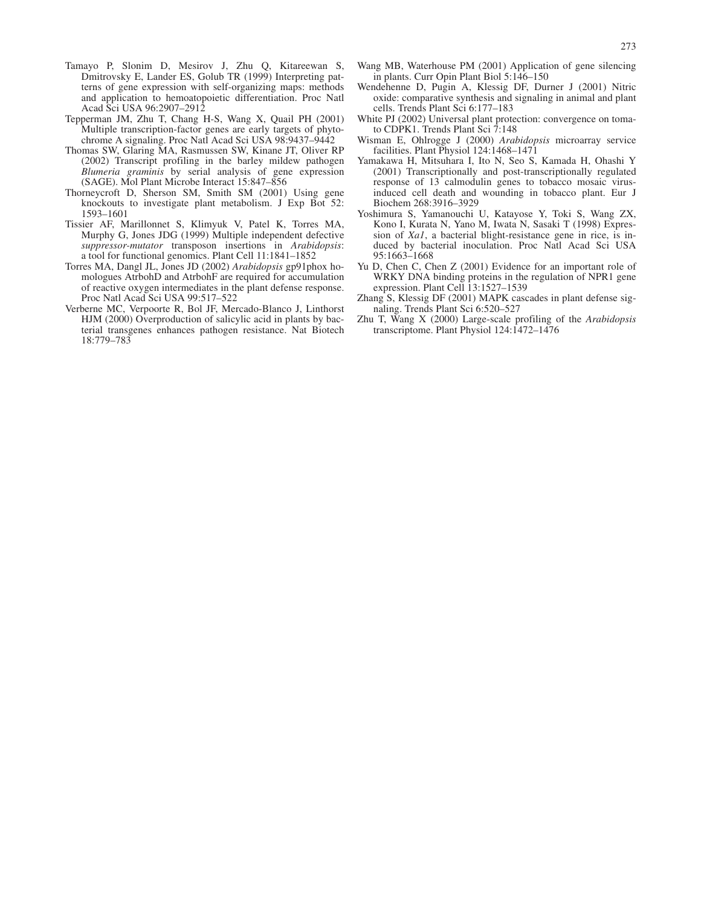Tamayo P, Slonim D, Mesirov J, Zhu Q, Kitareewan S, Dmitrovsky E, Lander ES, Golub TR (1999) Interpreting patterns of gene expression with self-organizing maps: methods and application to hemoatopoietic differentiation. Proc Natl Acad Sci USA 96:2907–2912

Tepperman JM, Zhu T, Chang H-S, Wang X, Quail PH (2001) Multiple transcription-factor genes are early targets of phytochrome A signaling. Proc Natl Acad Sci USA 98:9437–9442

Thomas SW, Glaring MA, Rasmussen SW, Kinane JT, Oliver RP (2002) Transcript profiling in the barley mildew pathogen *Blumeria graminis* by serial analysis of gene expression (SAGE). Mol Plant Microbe Interact 15:847–856

Thorneycroft D, Sherson SM, Smith SM (2001) Using gene knockouts to investigate plant metabolism. J Exp Bot 52: 1593–1601

Tissier AF, Marillonnet S, Klimyuk V, Patel K, Torres MA, Murphy G, Jones JDG (1999) Multiple independent defective *suppressor-mutator* transposon insertions in *Arabidopsis*: a tool for functional genomics. Plant Cell 11:1841–1852

Torres MA, Dangl JL, Jones JD (2002) *Arabidopsis* gp91phox homologues AtrbohD and AtrbohF are required for accumulation of reactive oxygen intermediates in the plant defense response. Proc Natl Acad Sci USA 99:517–522

Verberne MC, Verpoorte R, Bol JF, Mercado-Blanco J, Linthorst HJM (2000) Overproduction of salicylic acid in plants by bacterial transgenes enhances pathogen resistance. Nat Biotech 18:779–783

Wang MB, Waterhouse PM (2001) Application of gene silencing in plants. Curr Opin Plant Biol 5:146–150

Wendehenne D, Pugin A, Klessig DF, Durner J (2001) Nitric oxide: comparative synthesis and signaling in animal and plant cells. Trends Plant Sci 6:177–183

White PJ (2002) Universal plant protection: convergence on tomato CDPK1. Trends Plant Sci 7:148

Wisman E, Ohlrogge J (2000) *Arabidopsis* microarray service facilities. Plant Physiol 124:1468–1471

Yamakawa H, Mitsuhara I, Ito N, Seo S, Kamada H, Ohashi Y (2001) Transcriptionally and post-transcriptionally regulated response of 13 calmodulin genes to tobacco mosaic virus-induced cell death and wounding in tobacco plant. Eur J Biochem 268:3916–3929

Yoshimura S, Yamanouchi U, Katayose Y, Toki S, Wang ZX, Kono I, Kurata N, Yano M, Iwata N, Sasaki T (1998) Expression of *Xa1*, a bacterial blight-resistance gene in rice, is induced by bacterial inoculation. Proc Natl Acad Sci USA 95:1663–1668

Yu D, Chen C, Chen Z (2001) Evidence for an important role of WRKY DNA binding proteins in the regulation of NPR1 gene expression. Plant Cell 13:1527–1539

Zhang S, Klessig DF (2001) MAPK cascades in plant defense signaling. Trends Plant Sci 6:520–527

Zhu T, Wang X (2000) Large-scale profiling of the *Arabidopsis* transcriptome. Plant Physiol 124:1472–1476